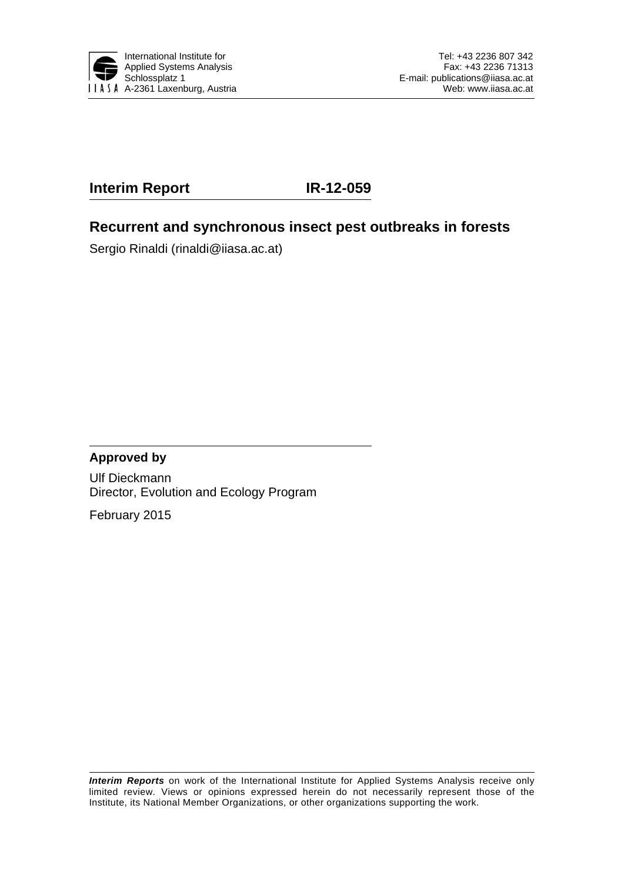International Institute for
Applied Systems Analysis
Schlossplatz 1
A-2361 Laxenburg, Austria

Tel: +43 2236 807 342
Fax: +43 2236 71313
E-mail: publications@iiasa.ac.at
Web: www.iiasa.ac.at

**Interim Report** **IR-12-059**

## Recurrent and synchronous insect pest outbreaks in forests

Sergio Rinaldi (rinaldi@iiasa.ac.at)

**Approved by**

Ulf Dieckmann
Director, Evolution and Ecology Program

February 2015

***Interim Reports*** on work of the International Institute for Applied Systems Analysis receive only limited review. Views or opinions expressed herein do not necessarily represent those of the Institute, its National Member Organizations, or other organizations supporting the work.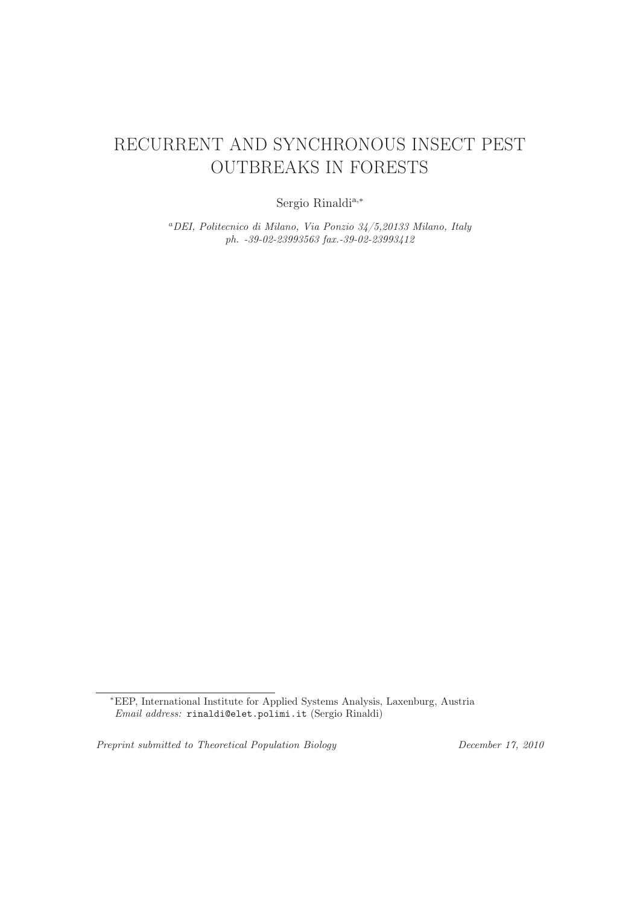# RECURRENT AND SYNCHRONOUS INSECT PEST OUTBREAKS IN FORESTS

Sergio Rinaldi[a,*]

[a]*DEI, Politecnico di Milano, Via Ponzio 34/5,20133 Milano, Italy*
*ph. -39-02-23993563 fax.-39-02-23993412*

---

[*]EEP, International Institute for Applied Systems Analysis, Laxenburg, Austria
*Email address:* `rinaldi@elet.polimi.it` (Sergio Rinaldi)

*Preprint submitted to Theoretical Population Biology* *December 17, 2010*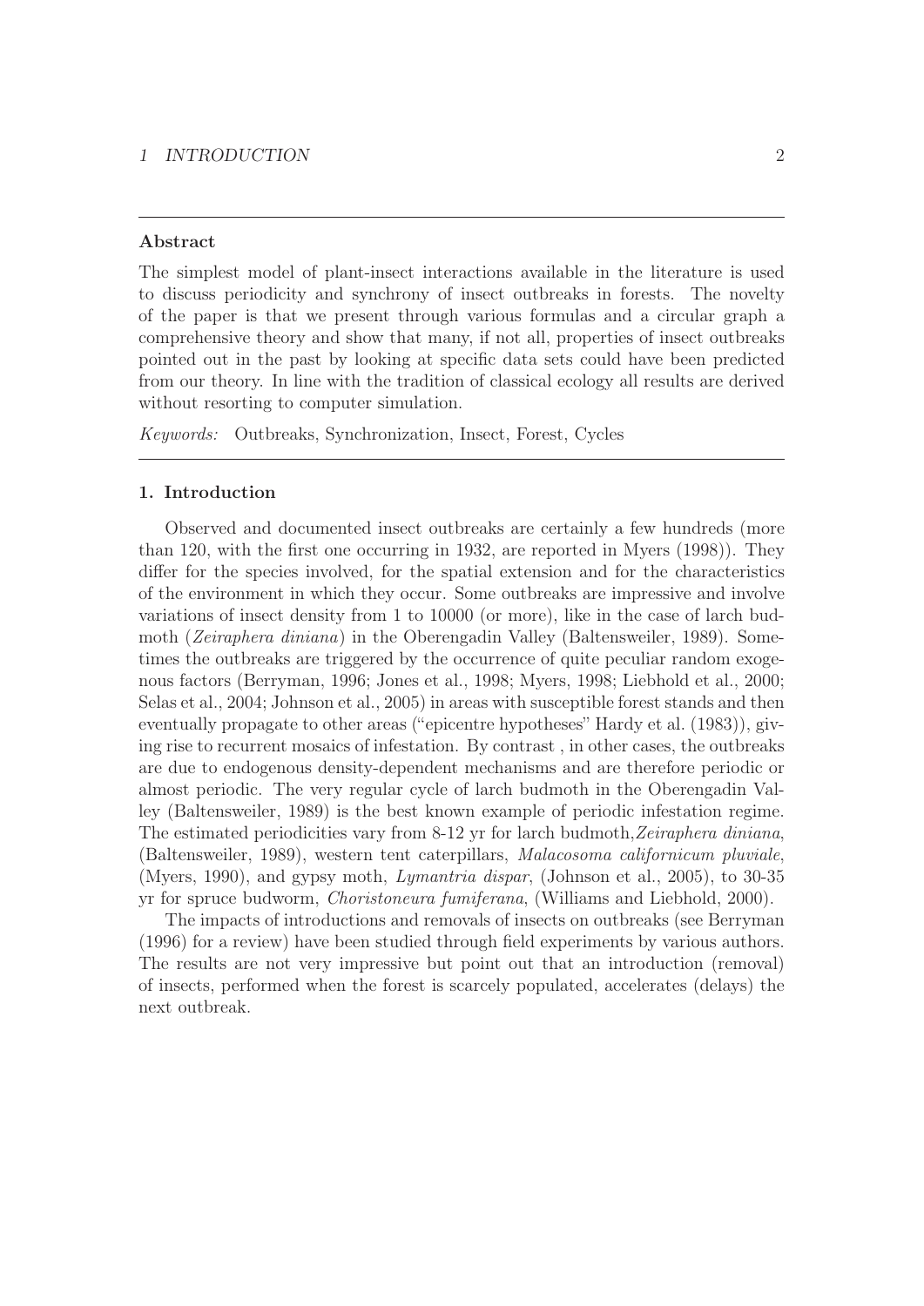**Abstract**

The simplest model of plant-insect interactions available in the literature is used to discuss periodicity and synchrony of insect outbreaks in forests. The novelty of the paper is that we present through various formulas and a circular graph a comprehensive theory and show that many, if not all, properties of insect outbreaks pointed out in the past by looking at specific data sets could have been predicted from our theory. In line with the tradition of classical ecology all results are derived without resorting to computer simulation.

*Keywords:* Outbreaks, Synchronization, Insect, Forest, Cycles

## 1. Introduction

Observed and documented insect outbreaks are certainly a few hundreds (more than 120, with the first one occurring in 1932, are reported in Myers (1998)). They differ for the species involved, for the spatial extension and for the characteristics of the environment in which they occur. Some outbreaks are impressive and involve variations of insect density from 1 to 10000 (or more), like in the case of larch budmoth (*Zeiraphera diniana*) in the Oberengadin Valley (Baltensweiler, 1989). Sometimes the outbreaks are triggered by the occurrence of quite peculiar random exogenous factors (Berryman, 1996; Jones et al., 1998; Myers, 1998; Liebhold et al., 2000; Selas et al., 2004; Johnson et al., 2005) in areas with susceptible forest stands and then eventually propagate to other areas ("epicentre hypotheses" Hardy et al. (1983)), giving rise to recurrent mosaics of infestation. By contrast , in other cases, the outbreaks are due to endogenous density-dependent mechanisms and are therefore periodic or almost periodic. The very regular cycle of larch budmoth in the Oberengadin Valley (Baltensweiler, 1989) is the best known example of periodic infestation regime. The estimated periodicities vary from 8-12 yr for larch budmoth,*Zeiraphera diniana*, (Baltensweiler, 1989), western tent caterpillars, *Malacosoma californicum pluviale*, (Myers, 1990), and gypsy moth, *Lymantria dispar*, (Johnson et al., 2005), to 30-35 yr for spruce budworm, *Choristoneura fumiferana*, (Williams and Liebhold, 2000).

The impacts of introductions and removals of insects on outbreaks (see Berryman (1996) for a review) have been studied through field experiments by various authors. The results are not very impressive but point out that an introduction (removal) of insects, performed when the forest is scarcely populated, accelerates (delays) the next outbreak.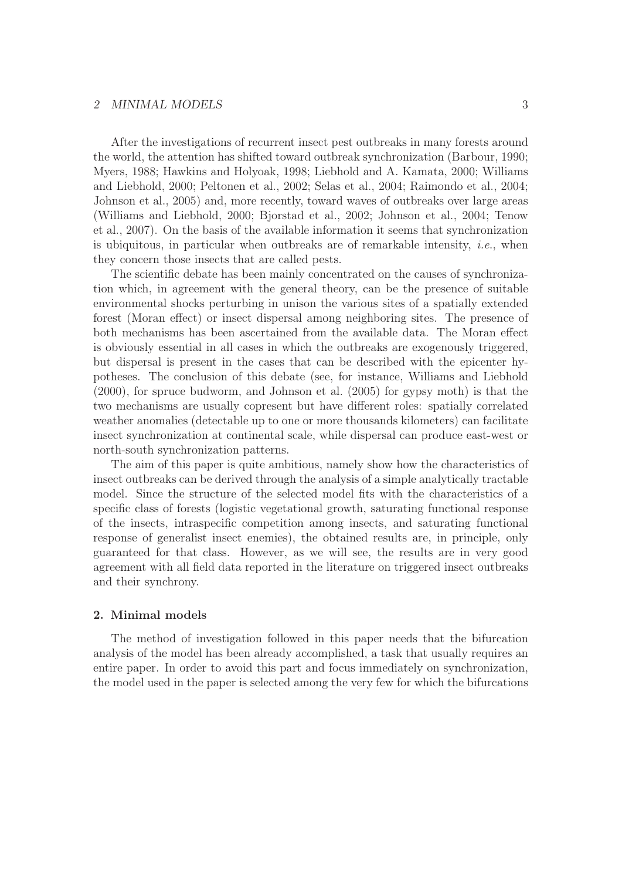After the investigations of recurrent insect pest outbreaks in many forests around the world, the attention has shifted toward outbreak synchronization (Barbour, 1990; Myers, 1988; Hawkins and Holyoak, 1998; Liebhold and A. Kamata, 2000; Williams and Liebhold, 2000; Peltonen et al., 2002; Selas et al., 2004; Raimondo et al., 2004; Johnson et al., 2005) and, more recently, toward waves of outbreaks over large areas (Williams and Liebhold, 2000; Bjorstad et al., 2002; Johnson et al., 2004; Tenow et al., 2007). On the basis of the available information it seems that synchronization is ubiquitous, in particular when outbreaks are of remarkable intensity, *i.e.*, when they concern those insects that are called pests.

The scientific debate has been mainly concentrated on the causes of synchronization which, in agreement with the general theory, can be the presence of suitable environmental shocks perturbing in unison the various sites of a spatially extended forest (Moran effect) or insect dispersal among neighboring sites. The presence of both mechanisms has been ascertained from the available data. The Moran effect is obviously essential in all cases in which the outbreaks are exogenously triggered, but dispersal is present in the cases that can be described with the epicenter hypotheses. The conclusion of this debate (see, for instance, Williams and Liebhold (2000), for spruce budworm, and Johnson et al. (2005) for gypsy moth) is that the two mechanisms are usually copresent but have different roles: spatially correlated weather anomalies (detectable up to one or more thousands kilometers) can facilitate insect synchronization at continental scale, while dispersal can produce east-west or north-south synchronization patterns.

The aim of this paper is quite ambitious, namely show how the characteristics of insect outbreaks can be derived through the analysis of a simple analytically tractable model. Since the structure of the selected model fits with the characteristics of a specific class of forests (logistic vegetational growth, saturating functional response of the insects, intraspecific competition among insects, and saturating functional response of generalist insect enemies), the obtained results are, in principle, only guaranteed for that class. However, as we will see, the results are in very good agreement with all field data reported in the literature on triggered insect outbreaks and their synchrony.

## 2. Minimal models

The method of investigation followed in this paper needs that the bifurcation analysis of the model has been already accomplished, a task that usually requires an entire paper. In order to avoid this part and focus immediately on synchronization, the model used in the paper is selected among the very few for which the bifurcations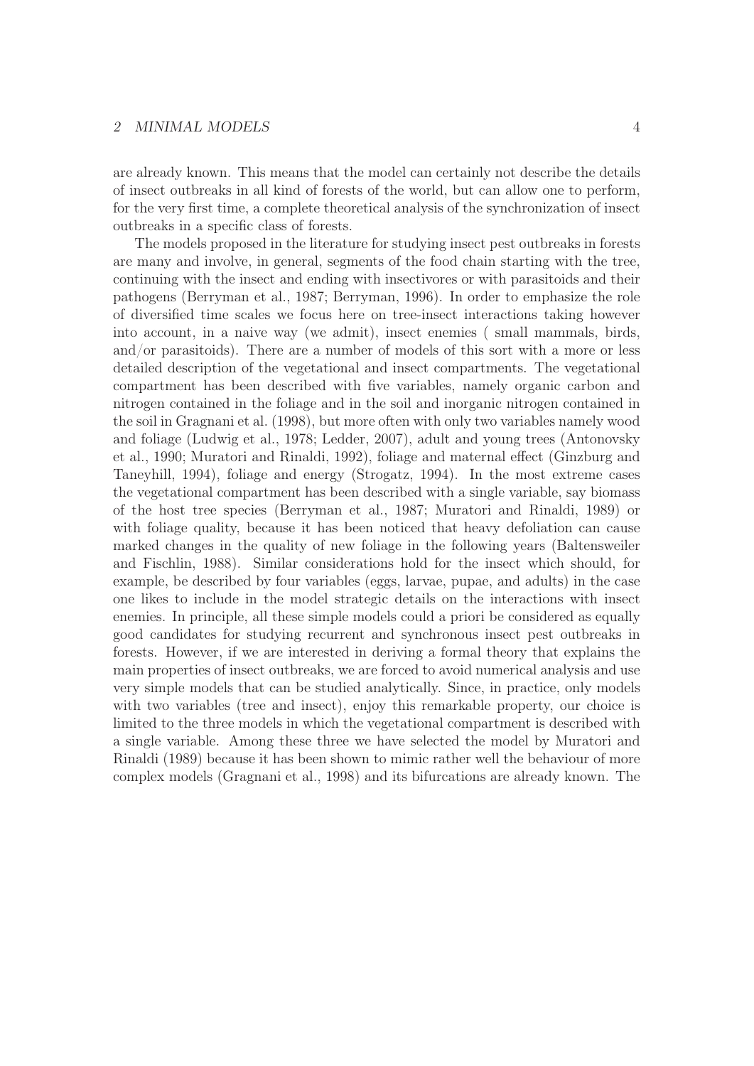are already known. This means that the model can certainly not describe the details of insect outbreaks in all kind of forests of the world, but can allow one to perform, for the very first time, a complete theoretical analysis of the synchronization of insect outbreaks in a specific class of forests.

The models proposed in the literature for studying insect pest outbreaks in forests are many and involve, in general, segments of the food chain starting with the tree, continuing with the insect and ending with insectivores or with parasitoids and their pathogens (Berryman et al., 1987; Berryman, 1996). In order to emphasize the role of diversified time scales we focus here on tree-insect interactions taking however into account, in a naive way (we admit), insect enemies ( small mammals, birds, and/or parasitoids). There are a number of models of this sort with a more or less detailed description of the vegetational and insect compartments. The vegetational compartment has been described with five variables, namely organic carbon and nitrogen contained in the foliage and in the soil and inorganic nitrogen contained in the soil in Gragnani et al. (1998), but more often with only two variables namely wood and foliage (Ludwig et al., 1978; Ledder, 2007), adult and young trees (Antonovsky et al., 1990; Muratori and Rinaldi, 1992), foliage and maternal effect (Ginzburg and Taneyhill, 1994), foliage and energy (Strogatz, 1994). In the most extreme cases the vegetational compartment has been described with a single variable, say biomass of the host tree species (Berryman et al., 1987; Muratori and Rinaldi, 1989) or with foliage quality, because it has been noticed that heavy defoliation can cause marked changes in the quality of new foliage in the following years (Baltensweiler and Fischlin, 1988). Similar considerations hold for the insect which should, for example, be described by four variables (eggs, larvae, pupae, and adults) in the case one likes to include in the model strategic details on the interactions with insect enemies. In principle, all these simple models could a priori be considered as equally good candidates for studying recurrent and synchronous insect pest outbreaks in forests. However, if we are interested in deriving a formal theory that explains the main properties of insect outbreaks, we are forced to avoid numerical analysis and use very simple models that can be studied analytically. Since, in practice, only models with two variables (tree and insect), enjoy this remarkable property, our choice is limited to the three models in which the vegetational compartment is described with a single variable. Among these three we have selected the model by Muratori and Rinaldi (1989) because it has been shown to mimic rather well the behaviour of more complex models (Gragnani et al., 1998) and its bifurcations are already known. The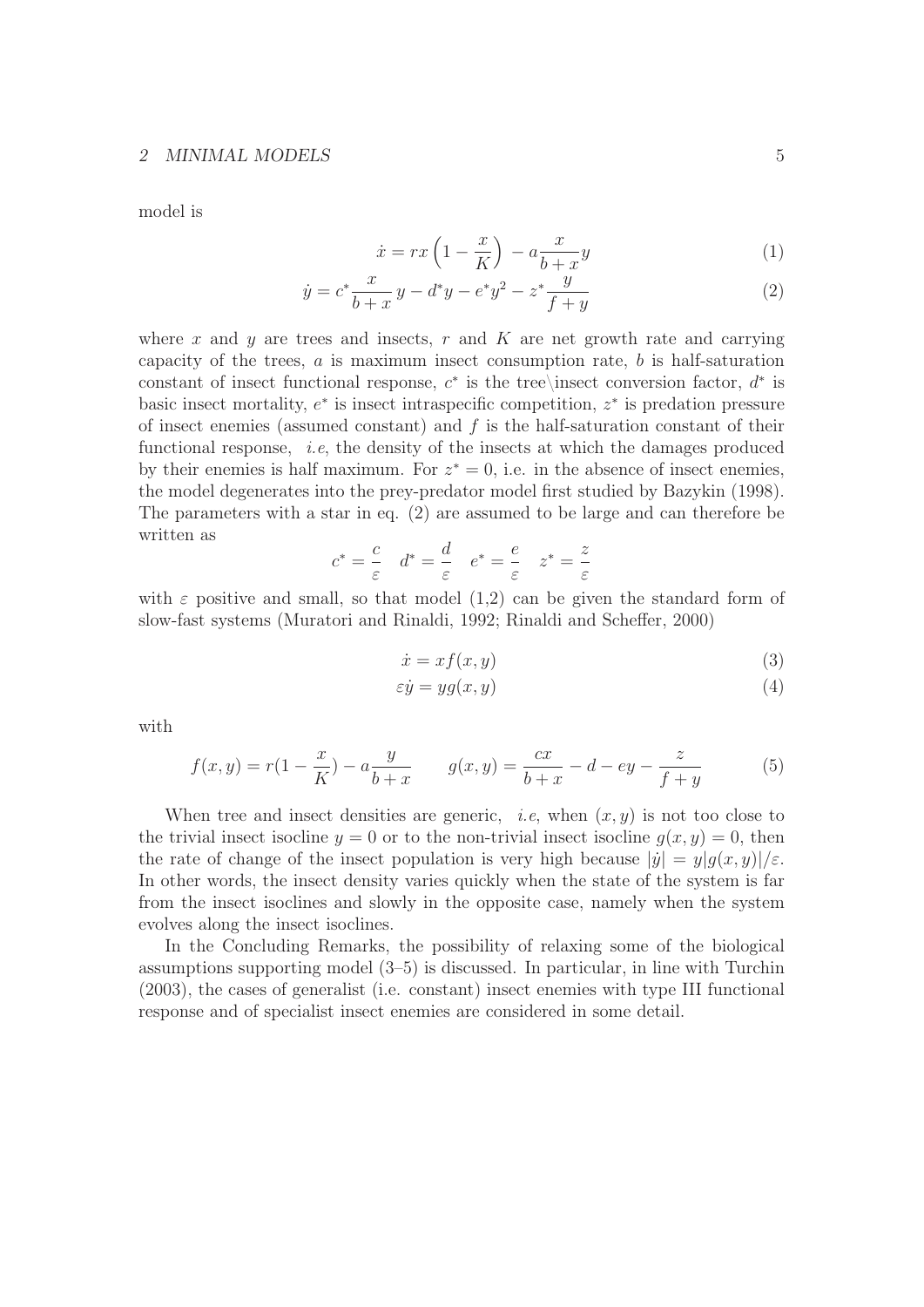model is

$$\dot{x} = rx\left(1 - \frac{x}{K}\right) - a\frac{x}{b+x}y \tag{1}$$

$$\dot{y} = c^*\frac{x}{b+x}\,y - d^*y - e^*y^2 - z^*\frac{y}{f+y} \tag{2}$$

where $x$ and $y$ are trees and insects, $r$ and $K$ are net growth rate and carrying capacity of the trees, $a$ is maximum insect consumption rate, $b$ is half-saturation constant of insect functional response, $c^*$ is the tree\insect conversion factor, $d^*$ is basic insect mortality, $e^*$ is insect intraspecific competition, $z^*$ is predation pressure of insect enemies (assumed constant) and $f$ is the half-saturation constant of their functional response, *i.e*, the density of the insects at which the damages produced by their enemies is half maximum. For $z^* = 0$, i.e. in the absence of insect enemies, the model degenerates into the prey-predator model first studied by Bazykin (1998). The parameters with a star in eq. (2) are assumed to be large and can therefore be written as

$$c^* = \frac{c}{\varepsilon} \quad d^* = \frac{d}{\varepsilon} \quad e^* = \frac{e}{\varepsilon} \quad z^* = \frac{z}{\varepsilon}$$

with $\varepsilon$ positive and small, so that model (1,2) can be given the standard form of slow-fast systems (Muratori and Rinaldi, 1992; Rinaldi and Scheffer, 2000)

$$\dot{x} = xf(x,y) \tag{3}$$

$$\varepsilon\dot{y} = yg(x,y) \tag{4}$$

with

$$f(x,y) = r\left(1 - \frac{x}{K}\right) - a\frac{y}{b+x} \qquad g(x,y) = \frac{cx}{b+x} - d - ey - \frac{z}{f+y} \tag{5}$$

When tree and insect densities are generic, *i.e*, when $(x,y)$ is not too close to the trivial insect isocline $y = 0$ or to the non-trivial insect isocline $g(x,y) = 0$, then the rate of change of the insect population is very high because $|\dot{y}| = y|g(x,y)|/\varepsilon$. In other words, the insect density varies quickly when the state of the system is far from the insect isoclines and slowly in the opposite case, namely when the system evolves along the insect isoclines.

In the Concluding Remarks, the possibility of relaxing some of the biological assumptions supporting model (3–5) is discussed. In particular, in line with Turchin (2003), the cases of generalist (i.e. constant) insect enemies with type III functional response and of specialist insect enemies are considered in some detail.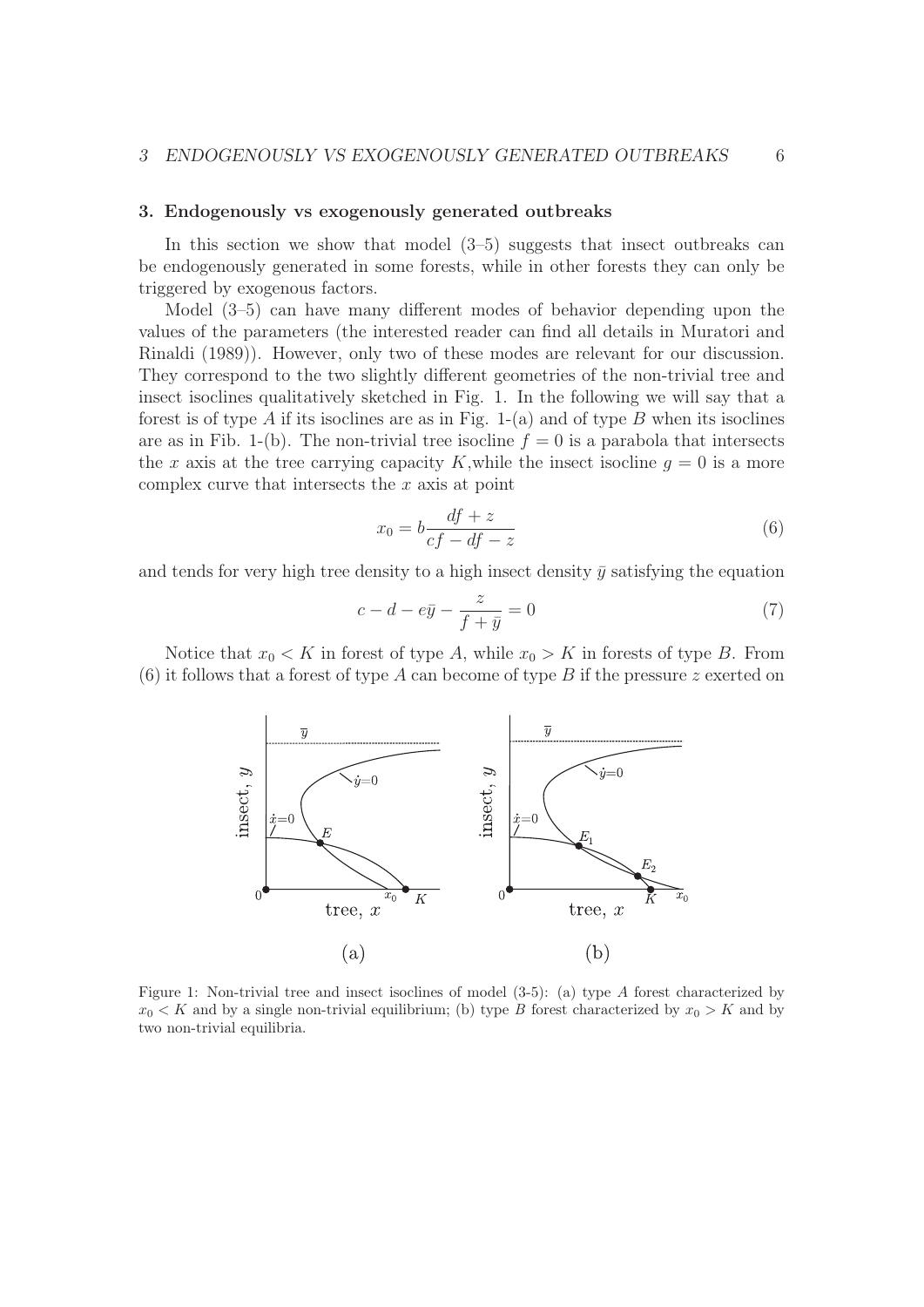## 3. Endogenously vs exogenously generated outbreaks

In this section we show that model (3–5) suggests that insect outbreaks can be endogenously generated in some forests, while in other forests they can only be triggered by exogenous factors.

Model (3–5) can have many different modes of behavior depending upon the values of the parameters (the interested reader can find all details in Muratori and Rinaldi (1989)). However, only two of these modes are relevant for our discussion. They correspond to the two slightly different geometries of the non-trivial tree and insect isoclines qualitatively sketched in Fig. 1. In the following we will say that a forest is of type $A$ if its isoclines are as in Fig. 1-(a) and of type $B$ when its isoclines are as in Fib. 1-(b). The non-trivial tree isocline $f = 0$ is a parabola that intersects the $x$ axis at the tree carrying capacity $K$,while the insect isocline $g = 0$ is a more complex curve that intersects the $x$ axis at point

$$x_0 = b\frac{df + z}{cf - df - z} \tag{6}$$

and tends for very high tree density to a high insect density $\bar{y}$ satisfying the equation

$$c - d - e\bar{y} - \frac{z}{f + \bar{y}} = 0 \tag{7}$$

Notice that $x_0 < K$ in forest of type $A$, while $x_0 > K$ in forests of type $B$. From (6) it follows that a forest of type $A$ can become of type $B$ if the pressure $z$ exerted on

Figure 1: Non-trivial tree and insect isoclines of model (3-5): (a) type $A$ forest characterized by $x_0 < K$ and by a single non-trivial equilibrium; (b) type $B$ forest characterized by $x_0 > K$ and by two non-trivial equilibria.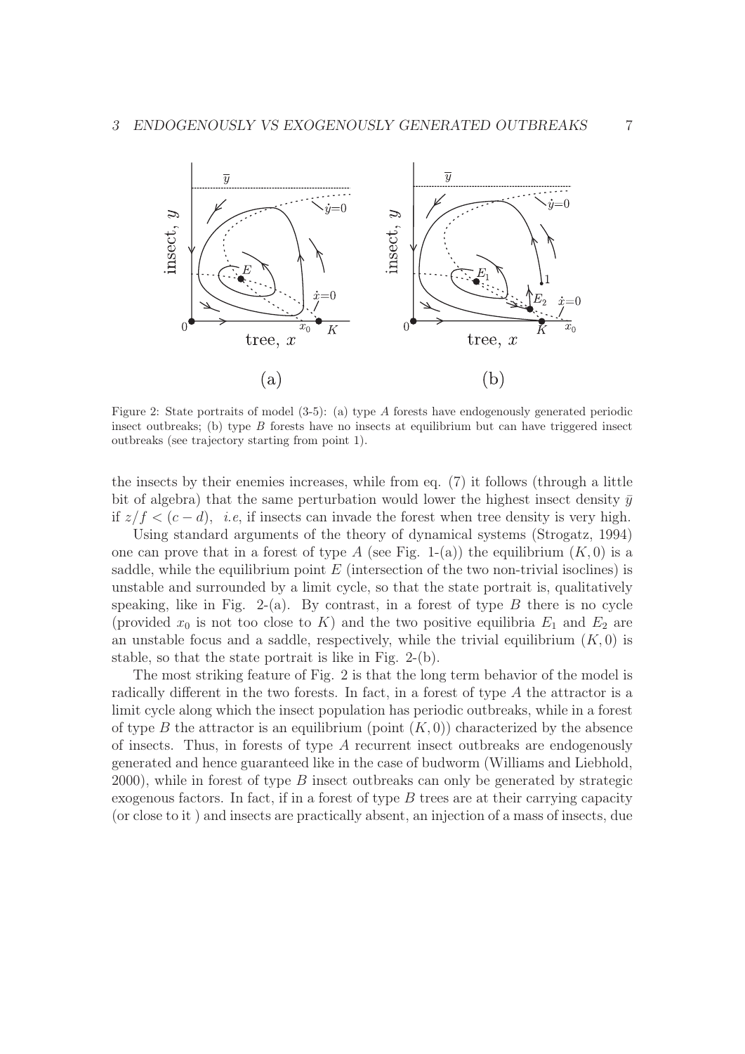Figure 2: State portraits of model (3-5): (a) type $A$ forests have endogenously generated periodic insect outbreaks; (b) type $B$ forests have no insects at equilibrium but can have triggered insect outbreaks (see trajectory starting from point 1).

the insects by their enemies increases, while from eq. (7) it follows (through a little bit of algebra) that the same perturbation would lower the highest insect density $\bar{y}$ if $z/f < (c - d)$, *i.e*, if insects can invade the forest when tree density is very high.

Using standard arguments of the theory of dynamical systems (Strogatz, 1994) one can prove that in a forest of type $A$ (see Fig. 1-(a)) the equilibrium $(K, 0)$ is a saddle, while the equilibrium point $E$ (intersection of the two non-trivial isoclines) is unstable and surrounded by a limit cycle, so that the state portrait is, qualitatively speaking, like in Fig. 2-(a). By contrast, in a forest of type $B$ there is no cycle (provided $x_0$ is not too close to $K$) and the two positive equilibria $E_1$ and $E_2$ are an unstable focus and a saddle, respectively, while the trivial equilibrium $(K, 0)$ is stable, so that the state portrait is like in Fig. 2-(b).

The most striking feature of Fig. 2 is that the long term behavior of the model is radically different in the two forests. In fact, in a forest of type $A$ the attractor is a limit cycle along which the insect population has periodic outbreaks, while in a forest of type $B$ the attractor is an equilibrium (point $(K, 0)$) characterized by the absence of insects. Thus, in forests of type $A$ recurrent insect outbreaks are endogenously generated and hence guaranteed like in the case of budworm (Williams and Liebhold, 2000), while in forest of type $B$ insect outbreaks can only be generated by strategic exogenous factors. In fact, if in a forest of type $B$ trees are at their carrying capacity (or close to it ) and insects are practically absent, an injection of a mass of insects, due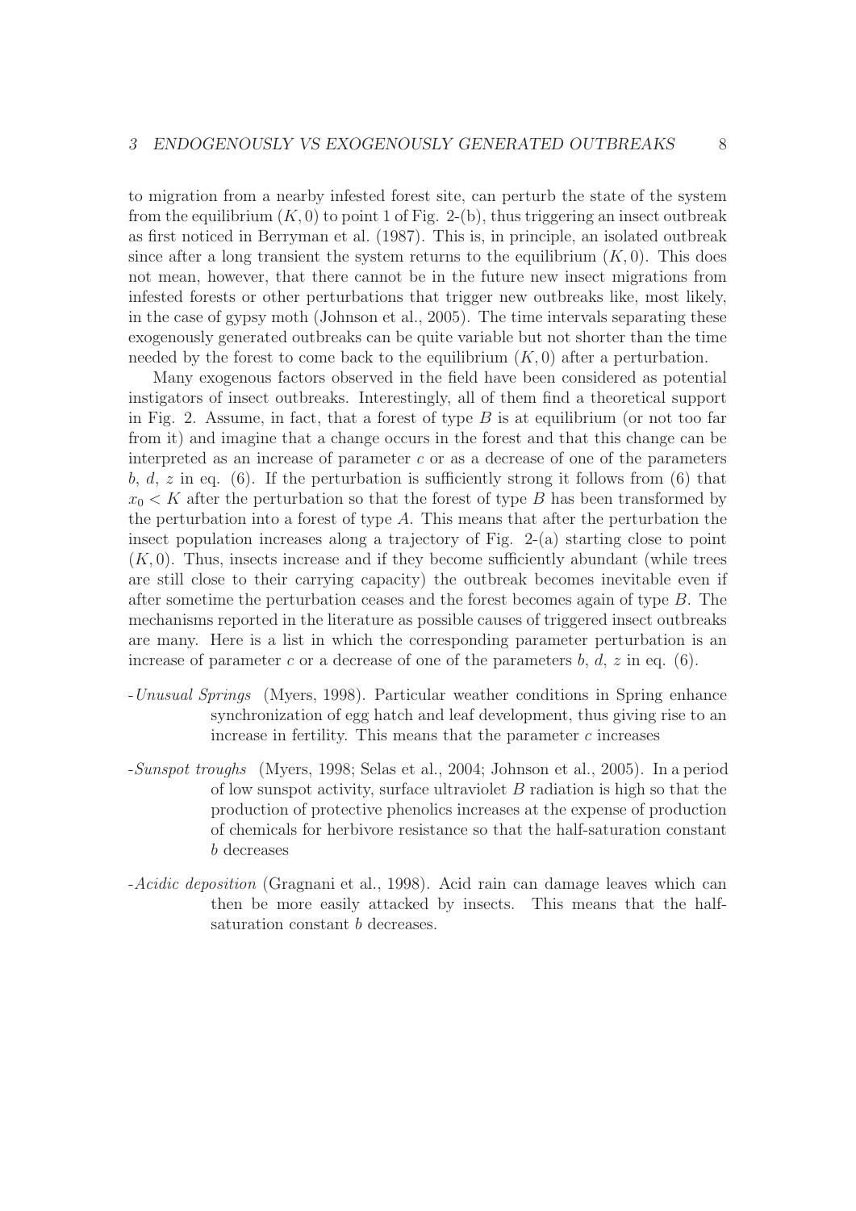to migration from a nearby infested forest site, can perturb the state of the system from the equilibrium $(K, 0)$ to point 1 of Fig. 2-(b), thus triggering an insect outbreak as first noticed in Berryman et al. (1987). This is, in principle, an isolated outbreak since after a long transient the system returns to the equilibrium $(K, 0)$. This does not mean, however, that there cannot be in the future new insect migrations from infested forests or other perturbations that trigger new outbreaks like, most likely, in the case of gypsy moth (Johnson et al., 2005). The time intervals separating these exogenously generated outbreaks can be quite variable but not shorter than the time needed by the forest to come back to the equilibrium $(K, 0)$ after a perturbation.

Many exogenous factors observed in the field have been considered as potential instigators of insect outbreaks. Interestingly, all of them find a theoretical support in Fig. 2. Assume, in fact, that a forest of type $B$ is at equilibrium (or not too far from it) and imagine that a change occurs in the forest and that this change can be interpreted as an increase of parameter $c$ or as a decrease of one of the parameters $b$, $d$, $z$ in eq. (6). If the perturbation is sufficiently strong it follows from (6) that $x_0 < K$ after the perturbation so that the forest of type $B$ has been transformed by the perturbation into a forest of type $A$. This means that after the perturbation the insect population increases along a trajectory of Fig. 2-(a) starting close to point $(K, 0)$. Thus, insects increase and if they become sufficiently abundant (while trees are still close to their carrying capacity) the outbreak becomes inevitable even if after sometime the perturbation ceases and the forest becomes again of type $B$. The mechanisms reported in the literature as possible causes of triggered insect outbreaks are many. Here is a list in which the corresponding parameter perturbation is an increase of parameter $c$ or a decrease of one of the parameters $b$, $d$, $z$ in eq. (6).

- *Unusual Springs* (Myers, 1998). Particular weather conditions in Spring enhance synchronization of egg hatch and leaf development, thus giving rise to an increase in fertility. This means that the parameter $c$ increases
- *Sunspot troughs* (Myers, 1998; Selas et al., 2004; Johnson et al., 2005). In a period of low sunspot activity, surface ultraviolet $B$ radiation is high so that the production of protective phenolics increases at the expense of production of chemicals for herbivore resistance so that the half-saturation constant $b$ decreases
- *Acidic deposition* (Gragnani et al., 1998). Acid rain can damage leaves which can then be more easily attacked by insects. This means that the half-saturation constant $b$ decreases.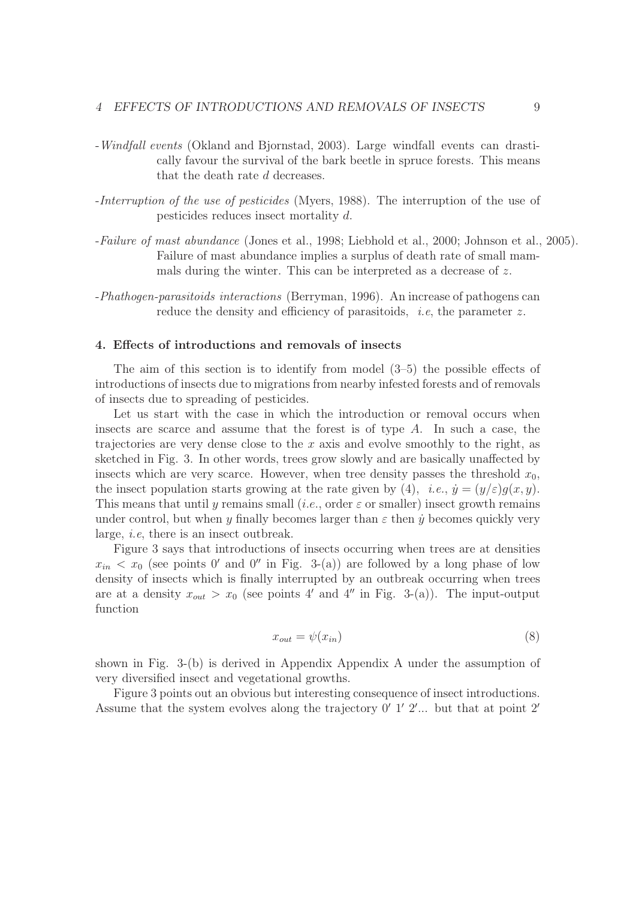- *Windfall events* (Okland and Bjornstad, 2003). Large windfall events can drastically favour the survival of the bark beetle in spruce forests. This means that the death rate $d$ decreases.

- *Interruption of the use of pesticides* (Myers, 1988). The interruption of the use of pesticides reduces insect mortality $d$.

- *Failure of mast abundance* (Jones et al., 1998; Liebhold et al., 2000; Johnson et al., 2005). Failure of mast abundance implies a surplus of death rate of small mammals during the winter. This can be interpreted as a decrease of $z$.

- *Phathogen-parasitoids interactions* (Berryman, 1996). An increase of pathogens can reduce the density and efficiency of parasitoids, *i.e*, the parameter $z$.

## 4. Effects of introductions and removals of insects

The aim of this section is to identify from model (3–5) the possible effects of introductions of insects due to migrations from nearby infested forests and of removals of insects due to spreading of pesticides.

Let us start with the case in which the introduction or removal occurs when insects are scarce and assume that the forest is of type $A$. In such a case, the trajectories are very dense close to the $x$ axis and evolve smoothly to the right, as sketched in Fig. 3. In other words, trees grow slowly and are basically unaffected by insects which are very scarce. However, when tree density passes the threshold $x_0$, the insect population starts growing at the rate given by (4), *i.e.*, $\dot{y} = (y/\varepsilon)g(x, y)$. This means that until $y$ remains small (*i.e.*, order $\varepsilon$ or smaller) insect growth remains under control, but when $y$ finally becomes larger than $\varepsilon$ then $\dot{y}$ becomes quickly very large, *i.e*, there is an insect outbreak.

Figure 3 says that introductions of insects occurring when trees are at densities $x_{in} < x_0$ (see points $0'$ and $0''$ in Fig. 3-(a)) are followed by a long phase of low density of insects which is finally interrupted by an outbreak occurring when trees are at a density $x_{out} > x_0$ (see points $4'$ and $4''$ in Fig. 3-(a)). The input-output function

$$x_{out} = \psi(x_{in}) \tag{8}$$

shown in Fig. 3-(b) is derived in Appendix Appendix A under the assumption of very diversified insect and vegetational growths.

Figure 3 points out an obvious but interesting consequence of insect introductions. Assume that the system evolves along the trajectory $0'$ $1'$ $2'$... but that at point $2'$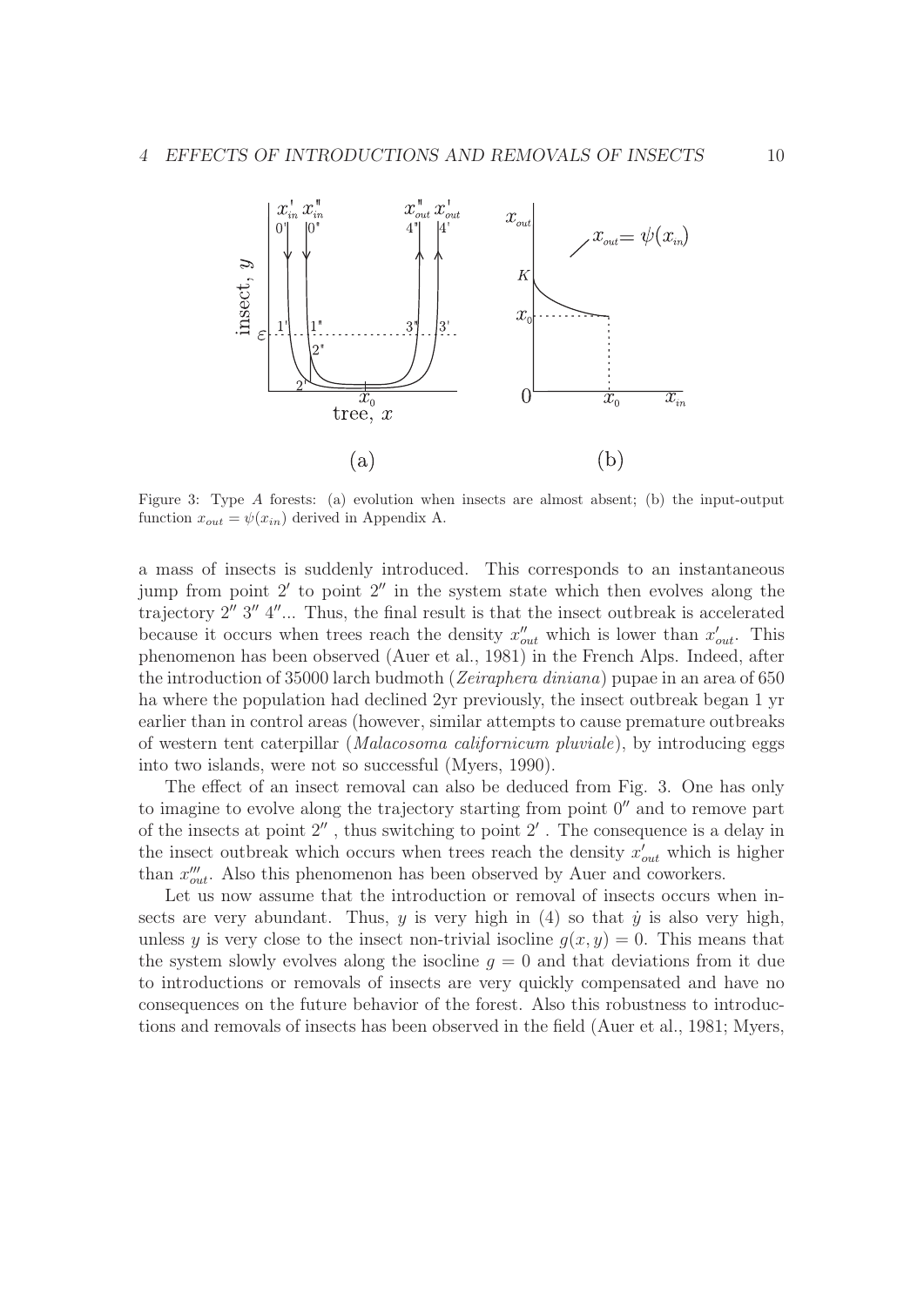Figure 3: Type $A$ forests: (a) evolution when insects are almost absent; (b) the input-output function $x_{out} = \psi(x_{in})$ derived in Appendix A.

a mass of insects is suddenly introduced. This corresponds to an instantaneous jump from point $2'$ to point $2''$ in the system state which then evolves along the trajectory $2''$ $3''$ $4''$... Thus, the final result is that the insect outbreak is accelerated because it occurs when trees reach the density $x''_{out}$ which is lower than $x'_{out}$. This phenomenon has been observed (Auer et al., 1981) in the French Alps. Indeed, after the introduction of 35000 larch budmoth (*Zeiraphera diniana*) pupae in an area of 650 ha where the population had declined 2yr previously, the insect outbreak began 1 yr earlier than in control areas (however, similar attempts to cause premature outbreaks of western tent caterpillar (*Malacosoma californicum pluviale*), by introducing eggs into two islands, were not so successful (Myers, 1990).

The effect of an insect removal can also be deduced from Fig. 3. One has only to imagine to evolve along the trajectory starting from point $0''$ and to remove part of the insects at point $2''$ , thus switching to point $2'$ . The consequence is a delay in the insect outbreak which occurs when trees reach the density $x'_{out}$ which is higher than $x'''_{out}$. Also this phenomenon has been observed by Auer and coworkers.

Let us now assume that the introduction or removal of insects occurs when insects are very abundant. Thus, $y$ is very high in (4) so that $\dot{y}$ is also very high, unless $y$ is very close to the insect non-trivial isocline $g(x, y) = 0$. This means that the system slowly evolves along the isocline $g = 0$ and that deviations from it due to introductions or removals of insects are very quickly compensated and have no consequences on the future behavior of the forest. Also this robustness to introductions and removals of insects has been observed in the field (Auer et al., 1981; Myers,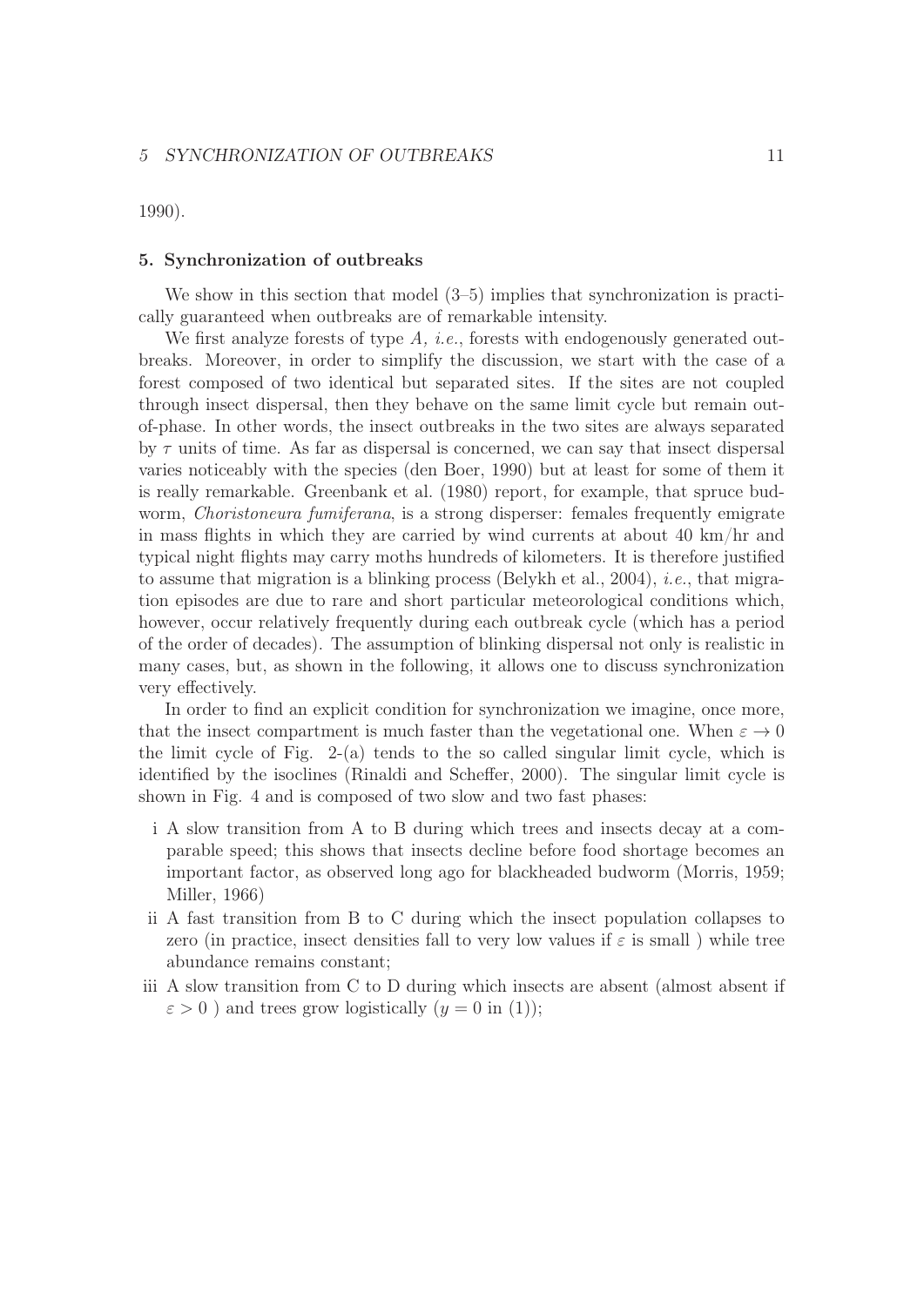1990).

### 5. Synchronization of outbreaks

We show in this section that model (3–5) implies that synchronization is practically guaranteed when outbreaks are of remarkable intensity.

We first analyze forests of type *A, i.e.*, forests with endogenously generated outbreaks. Moreover, in order to simplify the discussion, we start with the case of a forest composed of two identical but separated sites. If the sites are not coupled through insect dispersal, then they behave on the same limit cycle but remain out-of-phase. In other words, the insect outbreaks in the two sites are always separated by $\tau$ units of time. As far as dispersal is concerned, we can say that insect dispersal varies noticeably with the species (den Boer, 1990) but at least for some of them it is really remarkable. Greenbank et al. (1980) report, for example, that spruce budworm, *Choristoneura fumiferana*, is a strong disperser: females frequently emigrate in mass flights in which they are carried by wind currents at about 40 km/hr and typical night flights may carry moths hundreds of kilometers. It is therefore justified to assume that migration is a blinking process (Belykh et al., 2004), *i.e.*, that migration episodes are due to rare and short particular meteorological conditions which, however, occur relatively frequently during each outbreak cycle (which has a period of the order of decades). The assumption of blinking dispersal not only is realistic in many cases, but, as shown in the following, it allows one to discuss synchronization very effectively.

In order to find an explicit condition for synchronization we imagine, once more, that the insect compartment is much faster than the vegetational one. When $\varepsilon \to 0$ the limit cycle of Fig. 2-(a) tends to the so called singular limit cycle, which is identified by the isoclines (Rinaldi and Scheffer, 2000). The singular limit cycle is shown in Fig. 4 and is composed of two slow and two fast phases:

- i A slow transition from A to B during which trees and insects decay at a comparable speed; this shows that insects decline before food shortage becomes an important factor, as observed long ago for blackheaded budworm (Morris, 1959; Miller, 1966)
- ii A fast transition from B to C during which the insect population collapses to zero (in practice, insect densities fall to very low values if $\varepsilon$ is small ) while tree abundance remains constant;
- iii A slow transition from C to D during which insects are absent (almost absent if $\varepsilon > 0$ ) and trees grow logistically ($y = 0$ in (1));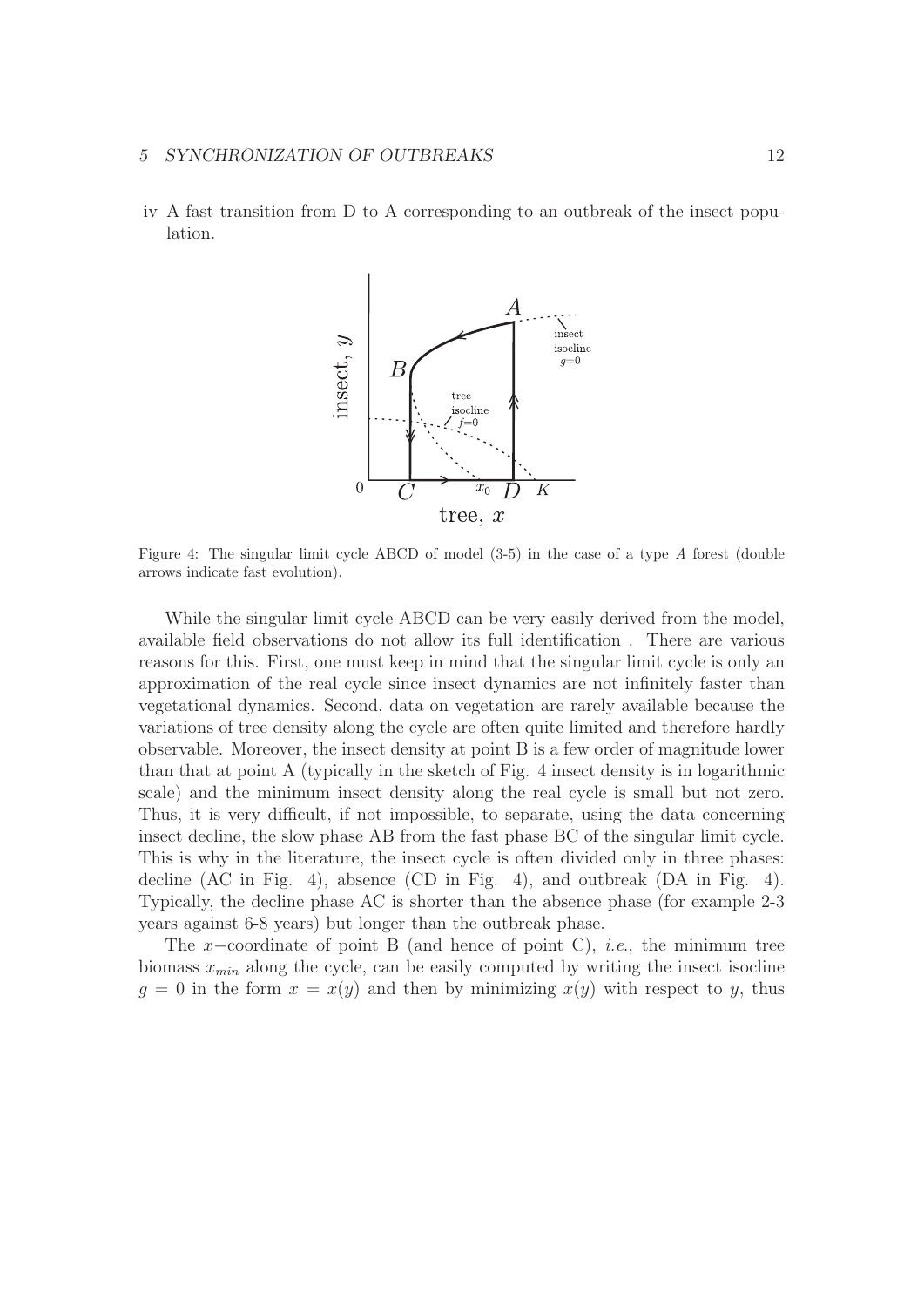iv A fast transition from D to A corresponding to an outbreak of the insect population.

Figure 4: The singular limit cycle ABCD of model (3-5) in the case of a type $A$ forest (double arrows indicate fast evolution).

While the singular limit cycle ABCD can be very easily derived from the model, available field observations do not allow its full identification . There are various reasons for this. First, one must keep in mind that the singular limit cycle is only an approximation of the real cycle since insect dynamics are not infinitely faster than vegetational dynamics. Second, data on vegetation are rarely available because the variations of tree density along the cycle are often quite limited and therefore hardly observable. Moreover, the insect density at point B is a few order of magnitude lower than that at point A (typically in the sketch of Fig. 4 insect density is in logarithmic scale) and the minimum insect density along the real cycle is small but not zero. Thus, it is very difficult, if not impossible, to separate, using the data concerning insect decline, the slow phase AB from the fast phase BC of the singular limit cycle. This is why in the literature, the insect cycle is often divided only in three phases: decline (AC in Fig. 4), absence (CD in Fig. 4), and outbreak (DA in Fig. 4). Typically, the decline phase AC is shorter than the absence phase (for example 2-3 years against 6-8 years) but longer than the outbreak phase.

The $x-$coordinate of point B (and hence of point C), *i.e.*, the minimum tree biomass $x_{min}$ along the cycle, can be easily computed by writing the insect isocline $g = 0$ in the form $x = x(y)$ and then by minimizing $x(y)$ with respect to $y$, thus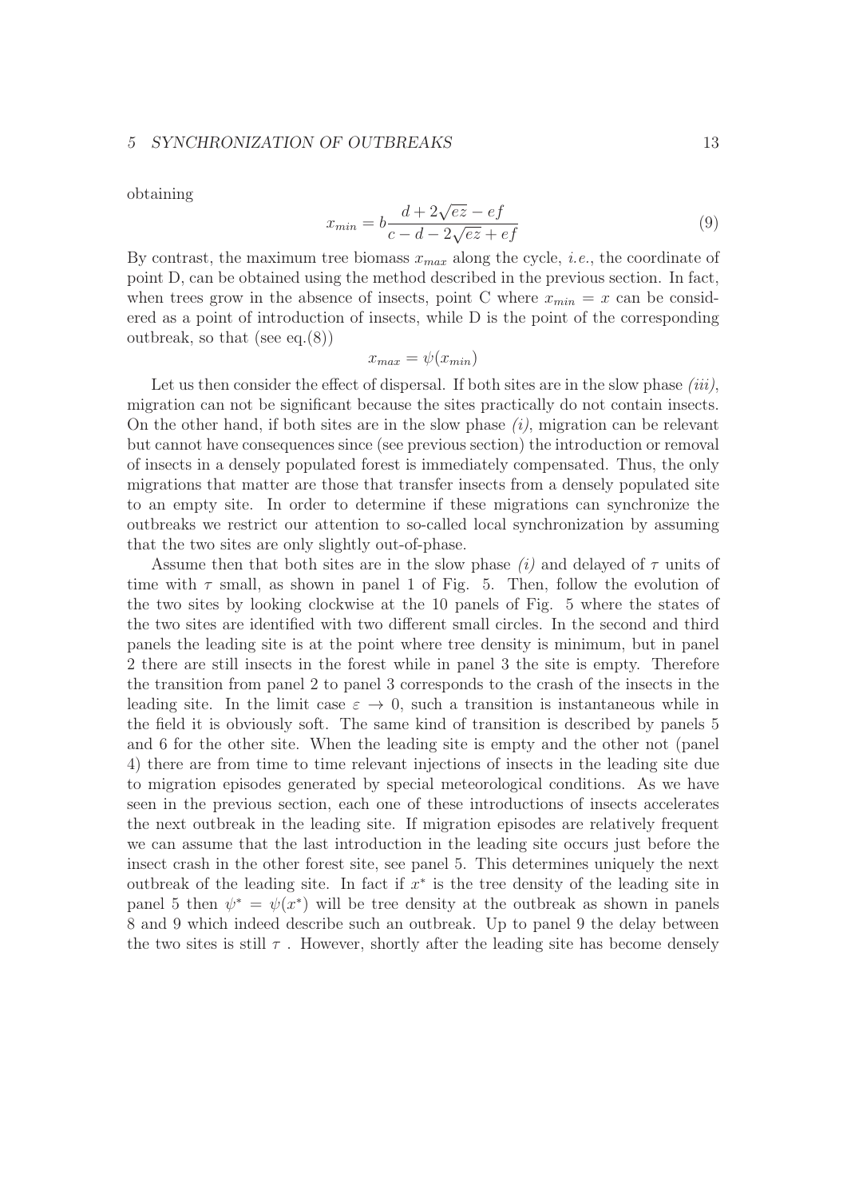obtaining

$$x_{min} = b\frac{d + 2\sqrt{ez} - ef}{c - d - 2\sqrt{ez} + ef} \tag{9}$$

By contrast, the maximum tree biomass $x_{max}$ along the cycle, *i.e.*, the coordinate of point D, can be obtained using the method described in the previous section. In fact, when trees grow in the absence of insects, point C where $x_{min} = x$ can be considered as a point of introduction of insects, while D is the point of the corresponding outbreak, so that (see eq.(8))

$$x_{max} = \psi(x_{min})$$

Let us then consider the effect of dispersal. If both sites are in the slow phase *(iii)*, migration can not be significant because the sites practically do not contain insects. On the other hand, if both sites are in the slow phase *(i)*, migration can be relevant but cannot have consequences since (see previous section) the introduction or removal of insects in a densely populated forest is immediately compensated. Thus, the only migrations that matter are those that transfer insects from a densely populated site to an empty site. In order to determine if these migrations can synchronize the outbreaks we restrict our attention to so-called local synchronization by assuming that the two sites are only slightly out-of-phase.

Assume then that both sites are in the slow phase *(i)* and delayed of $\tau$ units of time with $\tau$ small, as shown in panel 1 of Fig. 5. Then, follow the evolution of the two sites by looking clockwise at the 10 panels of Fig. 5 where the states of the two sites are identified with two different small circles. In the second and third panels the leading site is at the point where tree density is minimum, but in panel 2 there are still insects in the forest while in panel 3 the site is empty. Therefore the transition from panel 2 to panel 3 corresponds to the crash of the insects in the leading site. In the limit case $\varepsilon \to 0$, such a transition is instantaneous while in the field it is obviously soft. The same kind of transition is described by panels 5 and 6 for the other site. When the leading site is empty and the other not (panel 4) there are from time to time relevant injections of insects in the leading site due to migration episodes generated by special meteorological conditions. As we have seen in the previous section, each one of these introductions of insects accelerates the next outbreak in the leading site. If migration episodes are relatively frequent we can assume that the last introduction in the leading site occurs just before the insect crash in the other forest site, see panel 5. This determines uniquely the next outbreak of the leading site. In fact if $x^*$ is the tree density of the leading site in panel 5 then $\psi^* = \psi(x^*)$ will be tree density at the outbreak as shown in panels 8 and 9 which indeed describe such an outbreak. Up to panel 9 the delay between the two sites is still $\tau$ . However, shortly after the leading site has become densely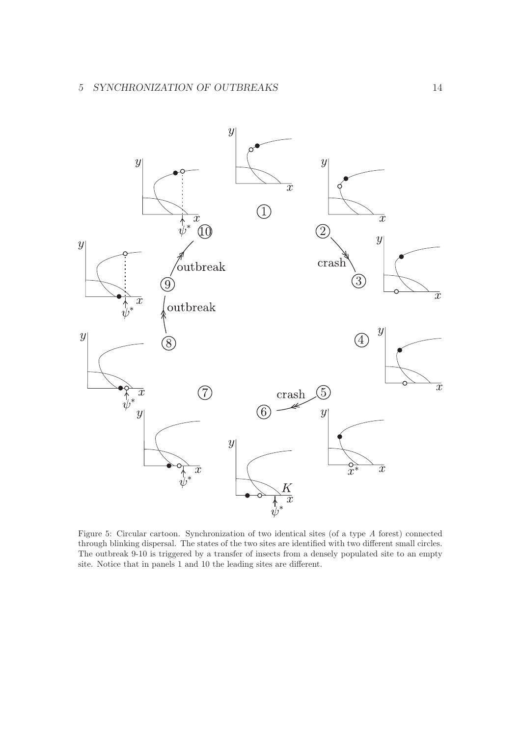Figure 5: Circular cartoon. Synchronization of two identical sites (of a type $A$ forest) connected through blinking dispersal. The states of the two sites are identified with two different small circles. The outbreak 9-10 is triggered by a transfer of insects from a densely populated site to an empty site. Notice that in panels 1 and 10 the leading sites are different.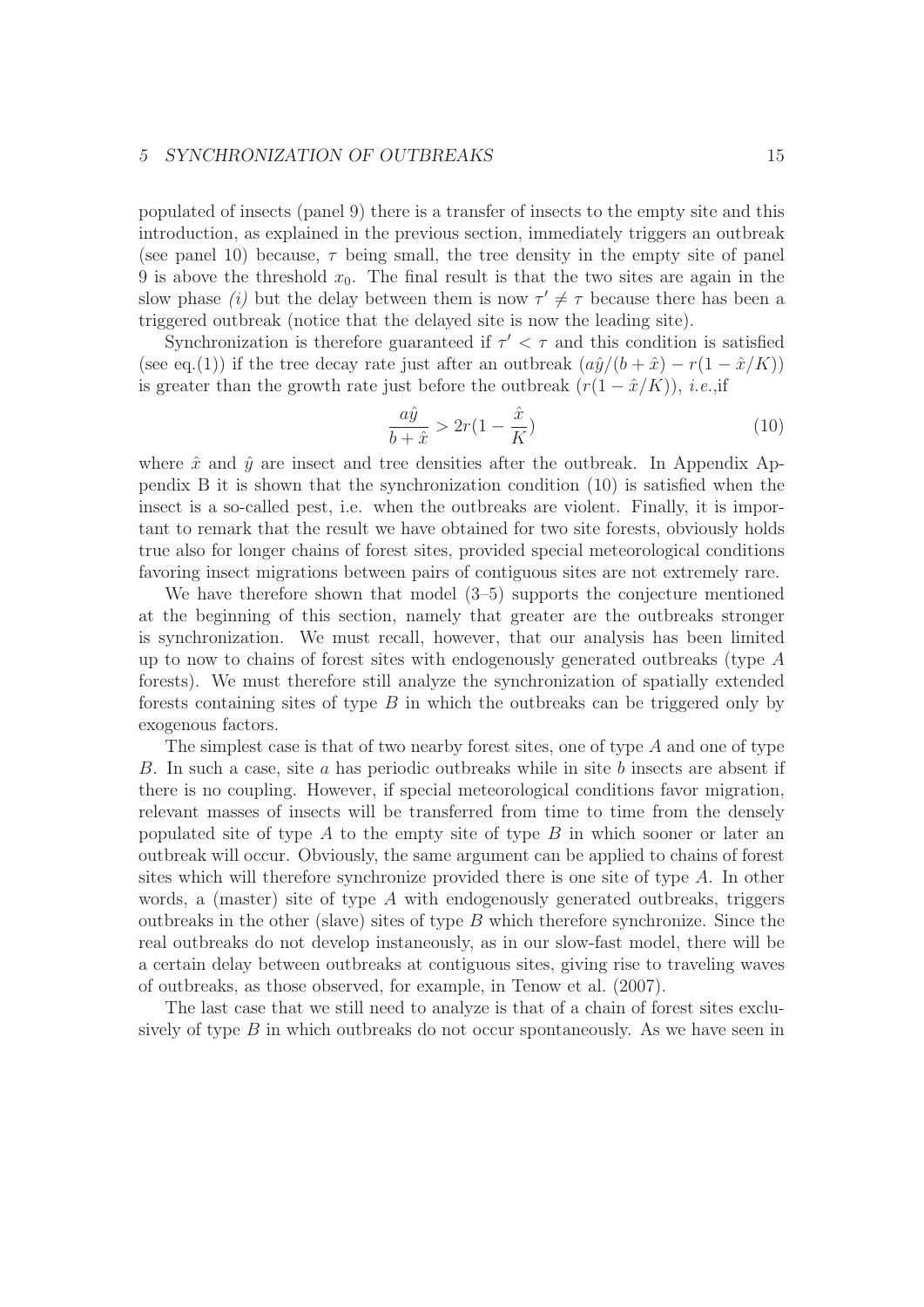populated of insects (panel 9) there is a transfer of insects to the empty site and this introduction, as explained in the previous section, immediately triggers an outbreak (see panel 10) because, $\tau$ being small, the tree density in the empty site of panel 9 is above the threshold $x_0$. The final result is that the two sites are again in the slow phase *(i)* but the delay between them is now $\tau' \neq \tau$ because there has been a triggered outbreak (notice that the delayed site is now the leading site).

Synchronization is therefore guaranteed if $\tau' < \tau$ and this condition is satisfied (see eq.(1)) if the tree decay rate just after an outbreak $(a\hat{y}/(b+\hat{x}) - r(1-\hat{x}/K))$ is greater than the growth rate just before the outbreak $(r(1-\hat{x}/K))$, *i.e.*,if

$$\frac{a\hat{y}}{b+\hat{x}} > 2r(1-\frac{\hat{x}}{K}) \tag{10}$$

where $\hat{x}$ and $\hat{y}$ are insect and tree densities after the outbreak. In Appendix Appendix B it is shown that the synchronization condition (10) is satisfied when the insect is a so-called pest, i.e. when the outbreaks are violent. Finally, it is important to remark that the result we have obtained for two site forests, obviously holds true also for longer chains of forest sites, provided special meteorological conditions favoring insect migrations between pairs of contiguous sites are not extremely rare.

We have therefore shown that model (3–5) supports the conjecture mentioned at the beginning of this section, namely that greater are the outbreaks stronger is synchronization. We must recall, however, that our analysis has been limited up to now to chains of forest sites with endogenously generated outbreaks (type $A$ forests). We must therefore still analyze the synchronization of spatially extended forests containing sites of type $B$ in which the outbreaks can be triggered only by exogenous factors.

The simplest case is that of two nearby forest sites, one of type $A$ and one of type $B$. In such a case, site $a$ has periodic outbreaks while in site $b$ insects are absent if there is no coupling. However, if special meteorological conditions favor migration, relevant masses of insects will be transferred from time to time from the densely populated site of type $A$ to the empty site of type $B$ in which sooner or later an outbreak will occur. Obviously, the same argument can be applied to chains of forest sites which will therefore synchronize provided there is one site of type $A$. In other words, a (master) site of type $A$ with endogenously generated outbreaks, triggers outbreaks in the other (slave) sites of type $B$ which therefore synchronize. Since the real outbreaks do not develop instaneously, as in our slow-fast model, there will be a certain delay between outbreaks at contiguous sites, giving rise to traveling waves of outbreaks, as those observed, for example, in Tenow et al. (2007).

The last case that we still need to analyze is that of a chain of forest sites exclusively of type $B$ in which outbreaks do not occur spontaneously. As we have seen in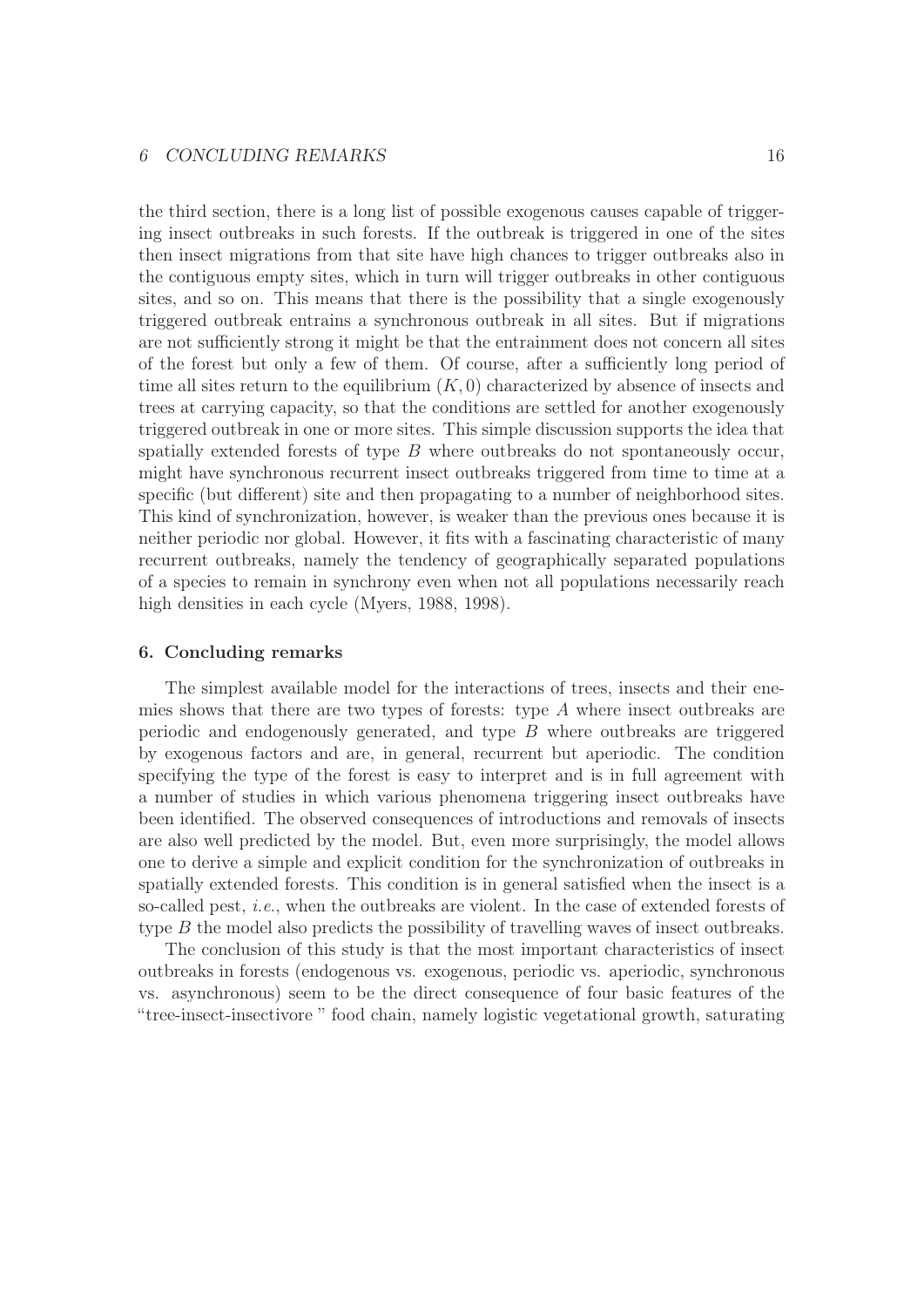the third section, there is a long list of possible exogenous causes capable of triggering insect outbreaks in such forests. If the outbreak is triggered in one of the sites then insect migrations from that site have high chances to trigger outbreaks also in the contiguous empty sites, which in turn will trigger outbreaks in other contiguous sites, and so on. This means that there is the possibility that a single exogenously triggered outbreak entrains a synchronous outbreak in all sites. But if migrations are not sufficiently strong it might be that the entrainment does not concern all sites of the forest but only a few of them. Of course, after a sufficiently long period of time all sites return to the equilibrium $(K, 0)$ characterized by absence of insects and trees at carrying capacity, so that the conditions are settled for another exogenously triggered outbreak in one or more sites. This simple discussion supports the idea that spatially extended forests of type $B$ where outbreaks do not spontaneously occur, might have synchronous recurrent insect outbreaks triggered from time to time at a specific (but different) site and then propagating to a number of neighborhood sites. This kind of synchronization, however, is weaker than the previous ones because it is neither periodic nor global. However, it fits with a fascinating characteristic of many recurrent outbreaks, namely the tendency of geographically separated populations of a species to remain in synchrony even when not all populations necessarily reach high densities in each cycle (Myers, 1988, 1998).

## 6. Concluding remarks

The simplest available model for the interactions of trees, insects and their enemies shows that there are two types of forests: type $A$ where insect outbreaks are periodic and endogenously generated, and type $B$ where outbreaks are triggered by exogenous factors and are, in general, recurrent but aperiodic. The condition specifying the type of the forest is easy to interpret and is in full agreement with a number of studies in which various phenomena triggering insect outbreaks have been identified. The observed consequences of introductions and removals of insects are also well predicted by the model. But, even more surprisingly, the model allows one to derive a simple and explicit condition for the synchronization of outbreaks in spatially extended forests. This condition is in general satisfied when the insect is a so-called pest, *i.e.*, when the outbreaks are violent. In the case of extended forests of type $B$ the model also predicts the possibility of travelling waves of insect outbreaks.

The conclusion of this study is that the most important characteristics of insect outbreaks in forests (endogenous vs. exogenous, periodic vs. aperiodic, synchronous vs. asynchronous) seem to be the direct consequence of four basic features of the "tree-insect-insectivore " food chain, namely logistic vegetational growth, saturating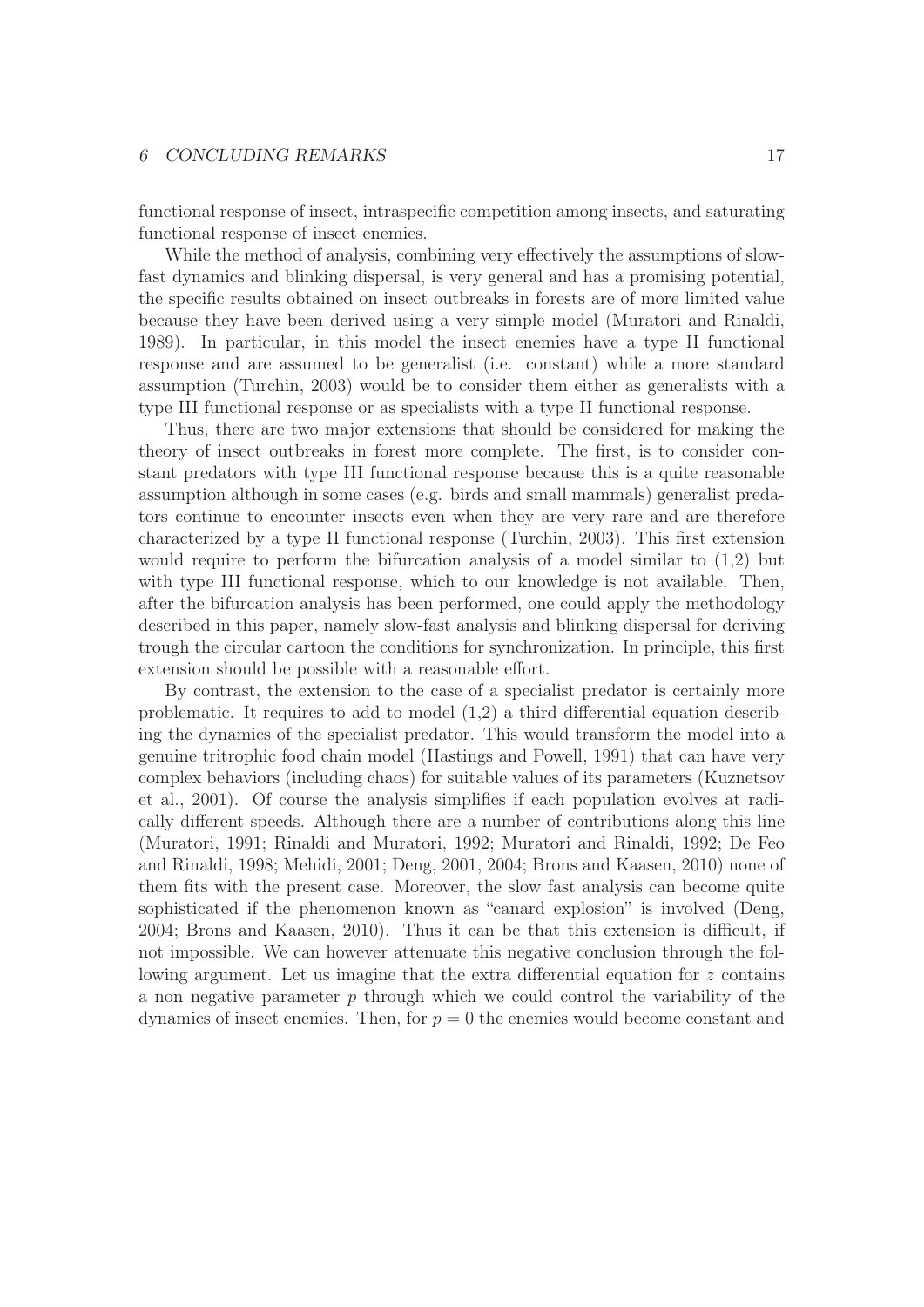functional response of insect, intraspecific competition among insects, and saturating functional response of insect enemies.

While the method of analysis, combining very effectively the assumptions of slow-fast dynamics and blinking dispersal, is very general and has a promising potential, the specific results obtained on insect outbreaks in forests are of more limited value because they have been derived using a very simple model (Muratori and Rinaldi, 1989). In particular, in this model the insect enemies have a type II functional response and are assumed to be generalist (i.e. constant) while a more standard assumption (Turchin, 2003) would be to consider them either as generalists with a type III functional response or as specialists with a type II functional response.

Thus, there are two major extensions that should be considered for making the theory of insect outbreaks in forest more complete. The first, is to consider constant predators with type III functional response because this is a quite reasonable assumption although in some cases (e.g. birds and small mammals) generalist predators continue to encounter insects even when they are very rare and are therefore characterized by a type II functional response (Turchin, 2003). This first extension would require to perform the bifurcation analysis of a model similar to (1,2) but with type III functional response, which to our knowledge is not available. Then, after the bifurcation analysis has been performed, one could apply the methodology described in this paper, namely slow-fast analysis and blinking dispersal for deriving trough the circular cartoon the conditions for synchronization. In principle, this first extension should be possible with a reasonable effort.

By contrast, the extension to the case of a specialist predator is certainly more problematic. It requires to add to model (1,2) a third differential equation describing the dynamics of the specialist predator. This would transform the model into a genuine tritrophic food chain model (Hastings and Powell, 1991) that can have very complex behaviors (including chaos) for suitable values of its parameters (Kuznetsov et al., 2001). Of course the analysis simplifies if each population evolves at radically different speeds. Although there are a number of contributions along this line (Muratori, 1991; Rinaldi and Muratori, 1992; Muratori and Rinaldi, 1992; De Feo and Rinaldi, 1998; Mehidi, 2001; Deng, 2001, 2004; Brons and Kaasen, 2010) none of them fits with the present case. Moreover, the slow fast analysis can become quite sophisticated if the phenomenon known as "canard explosion" is involved (Deng, 2004; Brons and Kaasen, 2010). Thus it can be that this extension is difficult, if not impossible. We can however attenuate this negative conclusion through the following argument. Let us imagine that the extra differential equation for $z$ contains a non negative parameter $p$ through which we could control the variability of the dynamics of insect enemies. Then, for $p = 0$ the enemies would become constant and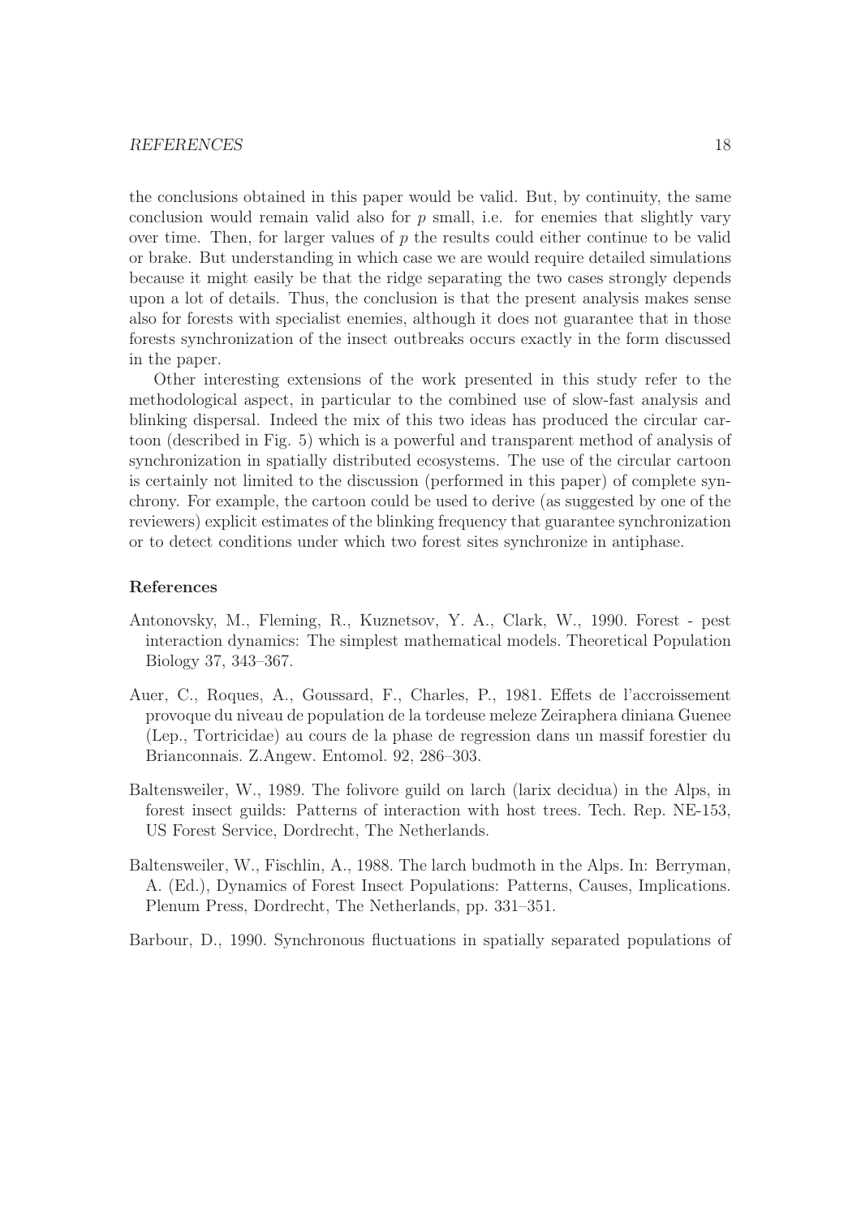the conclusions obtained in this paper would be valid. But, by continuity, the same conclusion would remain valid also for $p$ small, i.e. for enemies that slightly vary over time. Then, for larger values of $p$ the results could either continue to be valid or brake. But understanding in which case we are would require detailed simulations because it might easily be that the ridge separating the two cases strongly depends upon a lot of details. Thus, the conclusion is that the present analysis makes sense also for forests with specialist enemies, although it does not guarantee that in those forests synchronization of the insect outbreaks occurs exactly in the form discussed in the paper.

Other interesting extensions of the work presented in this study refer to the methodological aspect, in particular to the combined use of slow-fast analysis and blinking dispersal. Indeed the mix of this two ideas has produced the circular cartoon (described in Fig. 5) which is a powerful and transparent method of analysis of synchronization in spatially distributed ecosystems. The use of the circular cartoon is certainly not limited to the discussion (performed in this paper) of complete synchrony. For example, the cartoon could be used to derive (as suggested by one of the reviewers) explicit estimates of the blinking frequency that guarantee synchronization or to detect conditions under which two forest sites synchronize in antiphase.

## References

Antonovsky, M., Fleming, R., Kuznetsov, Y. A., Clark, W., 1990. Forest - pest interaction dynamics: The simplest mathematical models. Theoretical Population Biology 37, 343–367.

Auer, C., Roques, A., Goussard, F., Charles, P., 1981. Effets de l'accroissement provoque du niveau de population de la tordeuse meleze Zeiraphera diniana Guenee (Lep., Tortricidae) au cours de la phase de regression dans un massif forestier du Brianconnais. Z.Angew. Entomol. 92, 286–303.

Baltensweiler, W., 1989. The folivore guild on larch (larix decidua) in the Alps, in forest insect guilds: Patterns of interaction with host trees. Tech. Rep. NE-153, US Forest Service, Dordrecht, The Netherlands.

Baltensweiler, W., Fischlin, A., 1988. The larch budmoth in the Alps. In: Berryman, A. (Ed.), Dynamics of Forest Insect Populations: Patterns, Causes, Implications. Plenum Press, Dordrecht, The Netherlands, pp. 331–351.

Barbour, D., 1990. Synchronous fluctuations in spatially separated populations of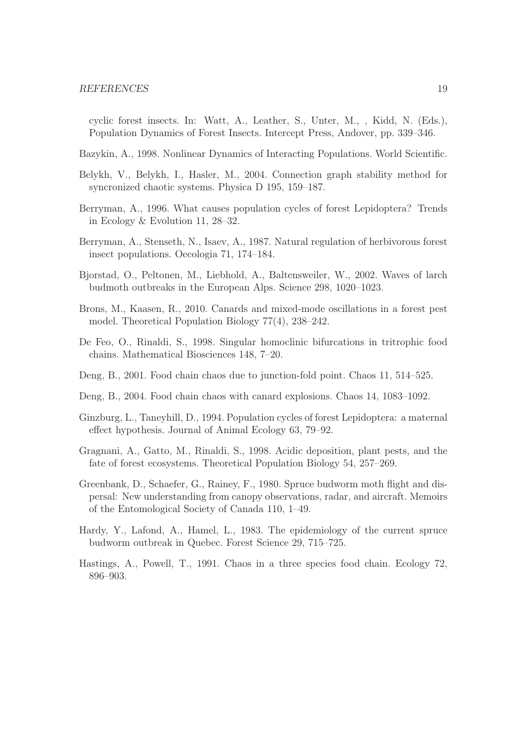cyclic forest insects. In: Watt, A., Leather, S., Unter, M., , Kidd, N. (Eds.), Population Dynamics of Forest Insects. Intercept Press, Andover, pp. 339–346.

Bazykin, A., 1998. Nonlinear Dynamics of Interacting Populations. World Scientific.

Belykh, V., Belykh, I., Hasler, M., 2004. Connection graph stability method for syncronized chaotic systems. Physica D 195, 159–187.

Berryman, A., 1996. What causes population cycles of forest Lepidoptera? Trends in Ecology & Evolution 11, 28–32.

Berryman, A., Stenseth, N., Isaev, A., 1987. Natural regulation of herbivorous forest insect populations. Oecologia 71, 174–184.

Bjorstad, O., Peltonen, M., Liebhold, A., Baltensweiler, W., 2002. Waves of larch budmoth outbreaks in the European Alps. Science 298, 1020–1023.

Brons, M., Kaasen, R., 2010. Canards and mixed-mode oscillations in a forest pest model. Theoretical Population Biology 77(4), 238–242.

De Feo, O., Rinaldi, S., 1998. Singular homoclinic bifurcations in tritrophic food chains. Mathematical Biosciences 148, 7–20.

Deng, B., 2001. Food chain chaos due to junction-fold point. Chaos 11, 514–525.

Deng, B., 2004. Food chain chaos with canard explosions. Chaos 14, 1083–1092.

Ginzburg, L., Taneyhill, D., 1994. Population cycles of forest Lepidoptera: a maternal effect hypothesis. Journal of Animal Ecology 63, 79–92.

Gragnani, A., Gatto, M., Rinaldi, S., 1998. Acidic deposition, plant pests, and the fate of forest ecosystems. Theoretical Population Biology 54, 257–269.

Greenbank, D., Schaefer, G., Rainey, F., 1980. Spruce budworm moth flight and dispersal: New understanding from canopy observations, radar, and aircraft. Memoirs of the Entomological Society of Canada 110, 1–49.

Hardy, Y., Lafond, A., Hamel, L., 1983. The epidemiology of the current spruce budworm outbreak in Quebec. Forest Science 29, 715–725.

Hastings, A., Powell, T., 1991. Chaos in a three species food chain. Ecology 72, 896–903.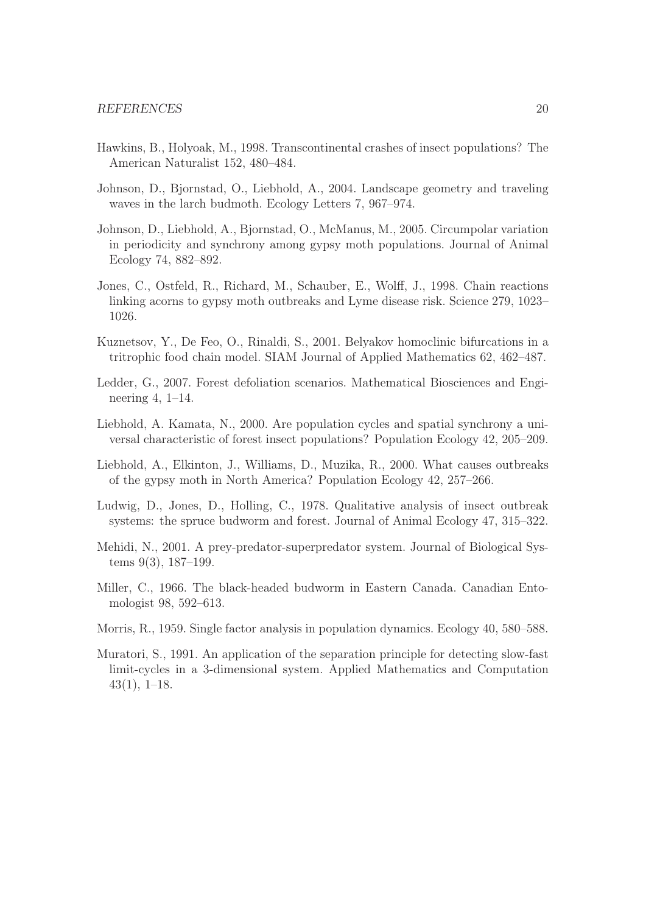Hawkins, B., Holyoak, M., 1998. Transcontinental crashes of insect populations? The American Naturalist 152, 480–484.

Johnson, D., Bjornstad, O., Liebhold, A., 2004. Landscape geometry and traveling waves in the larch budmoth. Ecology Letters 7, 967–974.

Johnson, D., Liebhold, A., Bjornstad, O., McManus, M., 2005. Circumpolar variation in periodicity and synchrony among gypsy moth populations. Journal of Animal Ecology 74, 882–892.

Jones, C., Ostfeld, R., Richard, M., Schauber, E., Wolff, J., 1998. Chain reactions linking acorns to gypsy moth outbreaks and Lyme disease risk. Science 279, 1023–1026.

Kuznetsov, Y., De Feo, O., Rinaldi, S., 2001. Belyakov homoclinic bifurcations in a tritrophic food chain model. SIAM Journal of Applied Mathematics 62, 462–487.

Ledder, G., 2007. Forest defoliation scenarios. Mathematical Biosciences and Engineering 4, 1–14.

Liebhold, A. Kamata, N., 2000. Are population cycles and spatial synchrony a universal characteristic of forest insect populations? Population Ecology 42, 205–209.

Liebhold, A., Elkinton, J., Williams, D., Muzika, R., 2000. What causes outbreaks of the gypsy moth in North America? Population Ecology 42, 257–266.

Ludwig, D., Jones, D., Holling, C., 1978. Qualitative analysis of insect outbreak systems: the spruce budworm and forest. Journal of Animal Ecology 47, 315–322.

Mehidi, N., 2001. A prey-predator-superpredator system. Journal of Biological Systems 9(3), 187–199.

Miller, C., 1966. The black-headed budworm in Eastern Canada. Canadian Entomologist 98, 592–613.

Morris, R., 1959. Single factor analysis in population dynamics. Ecology 40, 580–588.

Muratori, S., 1991. An application of the separation principle for detecting slow-fast limit-cycles in a 3-dimensional system. Applied Mathematics and Computation 43(1), 1–18.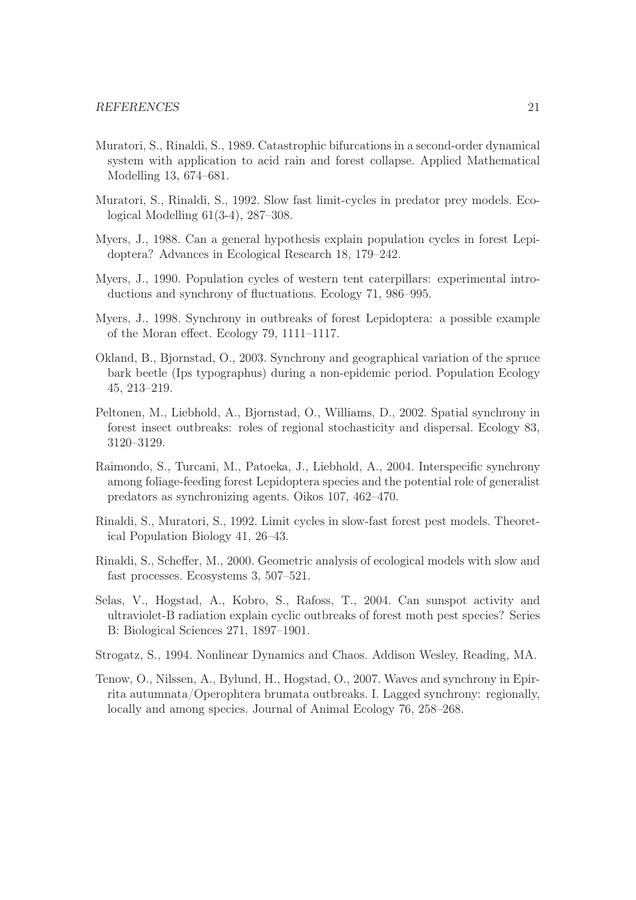Muratori, S., Rinaldi, S., 1989. Catastrophic bifurcations in a second-order dynamical system with application to acid rain and forest collapse. Applied Mathematical Modelling 13, 674–681.

Muratori, S., Rinaldi, S., 1992. Slow fast limit-cycles in predator prey models. Ecological Modelling 61(3-4), 287–308.

Myers, J., 1988. Can a general hypothesis explain population cycles in forest Lepidoptera? Advances in Ecological Research 18, 179–242.

Myers, J., 1990. Population cycles of western tent caterpillars: experimental introductions and synchrony of fluctuations. Ecology 71, 986–995.

Myers, J., 1998. Synchrony in outbreaks of forest Lepidoptera: a possible example of the Moran effect. Ecology 79, 1111–1117.

Okland, B., Bjornstad, O., 2003. Synchrony and geographical variation of the spruce bark beetle (Ips typographus) during a non-epidemic period. Population Ecology 45, 213–219.

Peltonen, M., Liebhold, A., Bjornstad, O., Williams, D., 2002. Spatial synchrony in forest insect outbreaks: roles of regional stochasticity and dispersal. Ecology 83, 3120–3129.

Raimondo, S., Turcani, M., Patoeka, J., Liebhold, A., 2004. Interspecific synchrony among foliage-feeding forest Lepidoptera species and the potential role of generalist predators as synchronizing agents. Oikos 107, 462–470.

Rinaldi, S., Muratori, S., 1992. Limit cycles in slow-fast forest pest models. Theoretical Population Biology 41, 26–43.

Rinaldi, S., Scheffer, M., 2000. Geometric analysis of ecological models with slow and fast processes. Ecosystems 3, 507–521.

Selas, V., Hogstad, A., Kobro, S., Rafoss, T., 2004. Can sunspot activity and ultraviolet-B radiation explain cyclic outbreaks of forest moth pest species? Series B: Biological Sciences 271, 1897–1901.

Strogatz, S., 1994. Nonlinear Dynamics and Chaos. Addison Wesley, Reading, MA.

Tenow, O., Nilssen, A., Bylund, H., Hogstad, O., 2007. Waves and synchrony in Epirrita autumnata/Operophtera brumata outbreaks. I. Lagged synchrony: regionally, locally and among species. Journal of Animal Ecology 76, 258–268.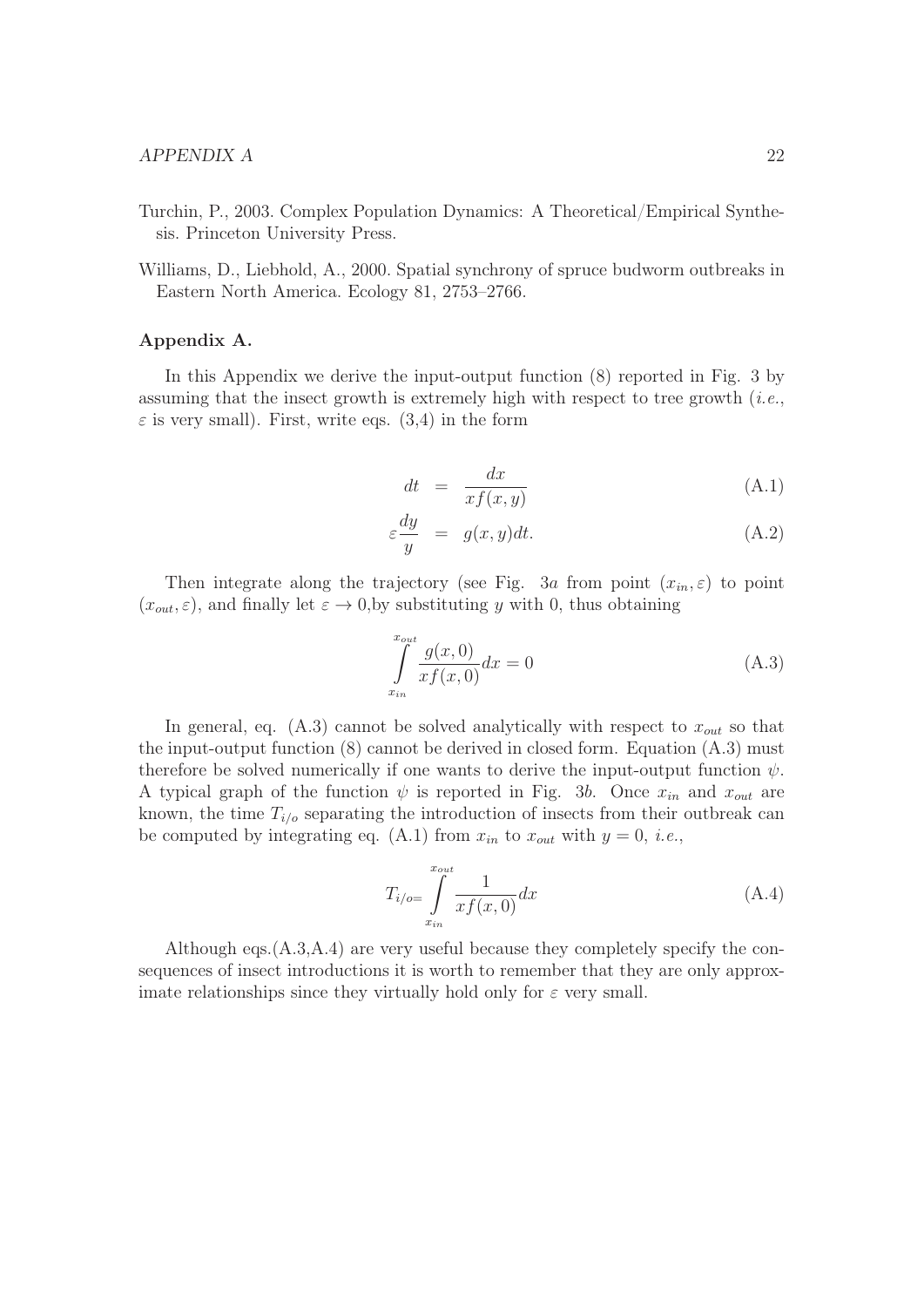Turchin, P., 2003. Complex Population Dynamics: A Theoretical/Empirical Synthesis. Princeton University Press.

Williams, D., Liebhold, A., 2000. Spatial synchrony of spruce budworm outbreaks in Eastern North America. Ecology 81, 2753–2766.

**Appendix A.**

In this Appendix we derive the input-output function (8) reported in Fig. 3 by assuming that the insect growth is extremely high with respect to tree growth (*i.e.*, $\varepsilon$ is very small). First, write eqs. (3,4) in the form

$$dt = \frac{dx}{xf(x,y)} \tag{A.1}$$

$$\varepsilon \frac{dy}{y} = g(x,y)dt. \tag{A.2}$$

Then integrate along the trajectory (see Fig. 3*a* from point $(x_{in}, \varepsilon)$ to point $(x_{out}, \varepsilon)$, and finally let $\varepsilon \to 0$,by substituting $y$ with 0, thus obtaining

$$\int_{x_{in}}^{x_{out}} \frac{g(x,0)}{xf(x,0)} dx = 0 \tag{A.3}$$

In general, eq. (A.3) cannot be solved analytically with respect to $x_{out}$ so that the input-output function (8) cannot be derived in closed form. Equation (A.3) must therefore be solved numerically if one wants to derive the input-output function $\psi$. A typical graph of the function $\psi$ is reported in Fig. 3*b*. Once $x_{in}$ and $x_{out}$ are known, the time $T_{i/o}$ separating the introduction of insects from their outbreak can be computed by integrating eq. (A.1) from $x_{in}$ to $x_{out}$ with $y = 0$, *i.e.*,

$$T_{i/o=} \int_{x_{in}}^{x_{out}} \frac{1}{xf(x,0)} dx \tag{A.4}$$

Although eqs.(A.3,A.4) are very useful because they completely specify the consequences of insect introductions it is worth to remember that they are only approximate relationships since they virtually hold only for $\varepsilon$ very small.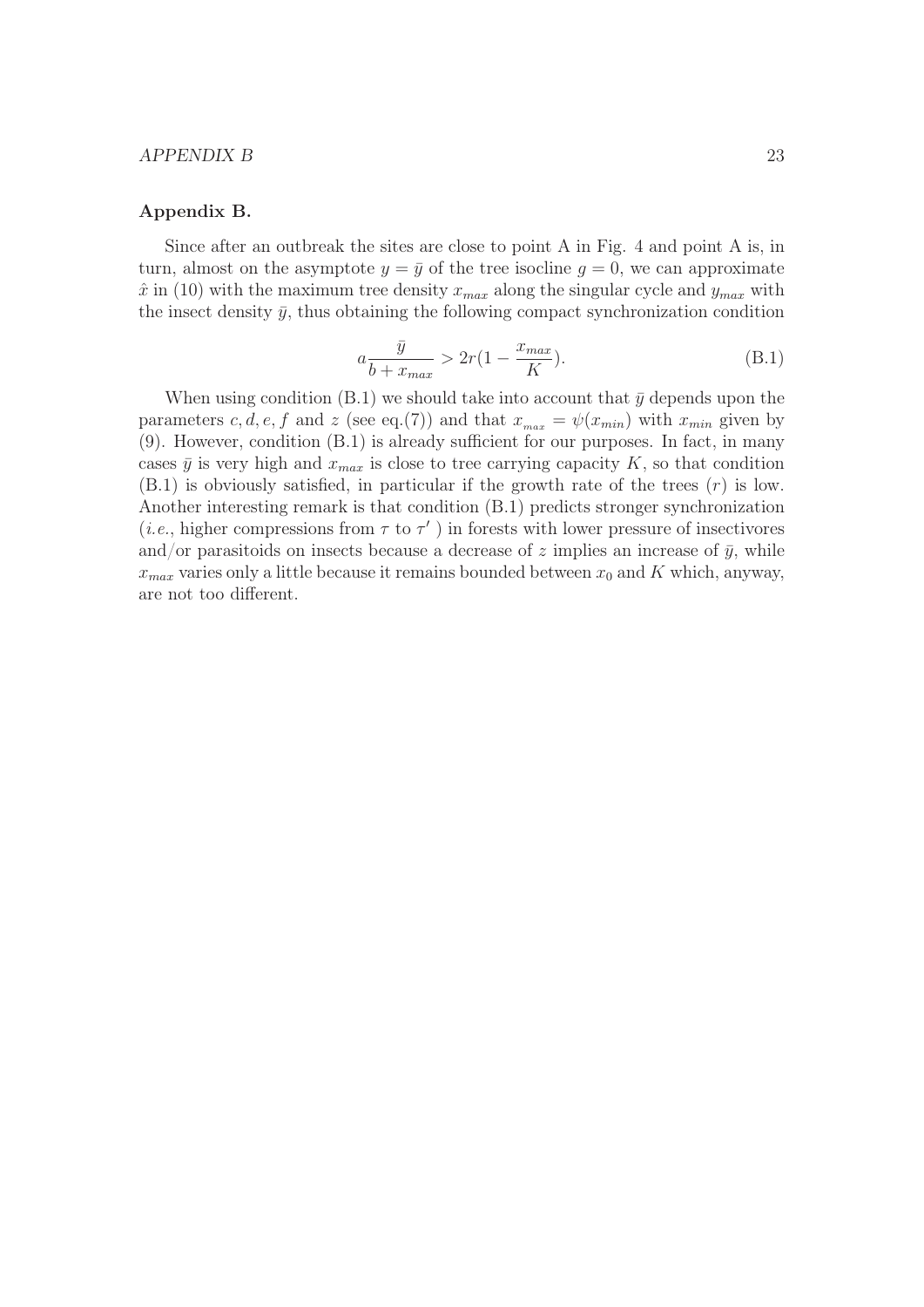## Appendix B.

Since after an outbreak the sites are close to point A in Fig. 4 and point A is, in turn, almost on the asymptote $y = \bar{y}$ of the tree isocline $g = 0$, we can approximate $\hat{x}$ in (10) with the maximum tree density $x_{max}$ along the singular cycle and $y_{max}$ with the insect density $\bar{y}$, thus obtaining the following compact synchronization condition

$$a \frac{\bar{y}}{b + x_{max}} > 2r(1 - \frac{x_{max}}{K}). \tag{B.1}$$

When using condition (B.1) we should take into account that $\bar{y}$ depends upon the parameters $c, d, e, f$ and $z$ (see eq.(7)) and that $x_{max} = \psi(x_{min})$ with $x_{min}$ given by (9). However, condition (B.1) is already sufficient for our purposes. In fact, in many cases $\bar{y}$ is very high and $x_{max}$ is close to tree carrying capacity $K$, so that condition (B.1) is obviously satisfied, in particular if the growth rate of the trees ($r$) is low. Another interesting remark is that condition (B.1) predicts stronger synchronization (*i.e.*, higher compressions from $\tau$ to $\tau'$ ) in forests with lower pressure of insectivores and/or parasitoids on insects because a decrease of $z$ implies an increase of $\bar{y}$, while $x_{max}$ varies only a little because it remains bounded between $x_0$ and $K$ which, anyway, are not too different.